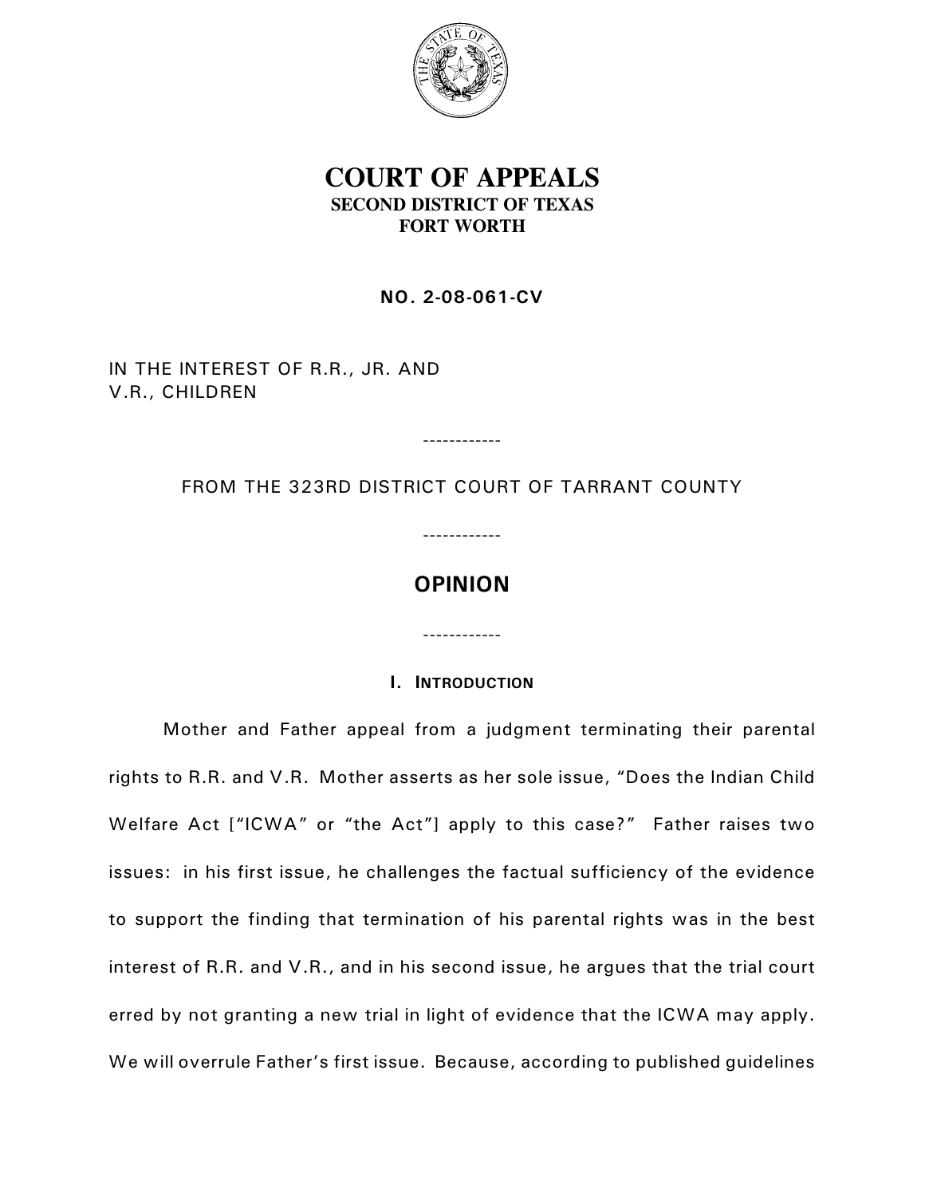# COURT OF APPEALS
## SECOND DISTRICT OF TEXAS
## FORT WORTH

**NO. 2-08-061-CV**

IN THE INTEREST OF R.R., JR. AND
V.R., CHILDREN

------------

FROM THE 323RD DISTRICT COURT OF TARRANT COUNTY

------------

## OPINION

------------

### I. INTRODUCTION

Mother and Father appeal from a judgment terminating their parental rights to R.R. and V.R. Mother asserts as her sole issue, "Does the Indian Child Welfare Act ["ICWA" or "the Act"] apply to this case?" Father raises two issues: in his first issue, he challenges the factual sufficiency of the evidence to support the finding that termination of his parental rights was in the best interest of R.R. and V.R., and in his second issue, he argues that the trial court erred by not granting a new trial in light of evidence that the ICWA may apply. We will overrule Father's first issue. Because, according to published guidelines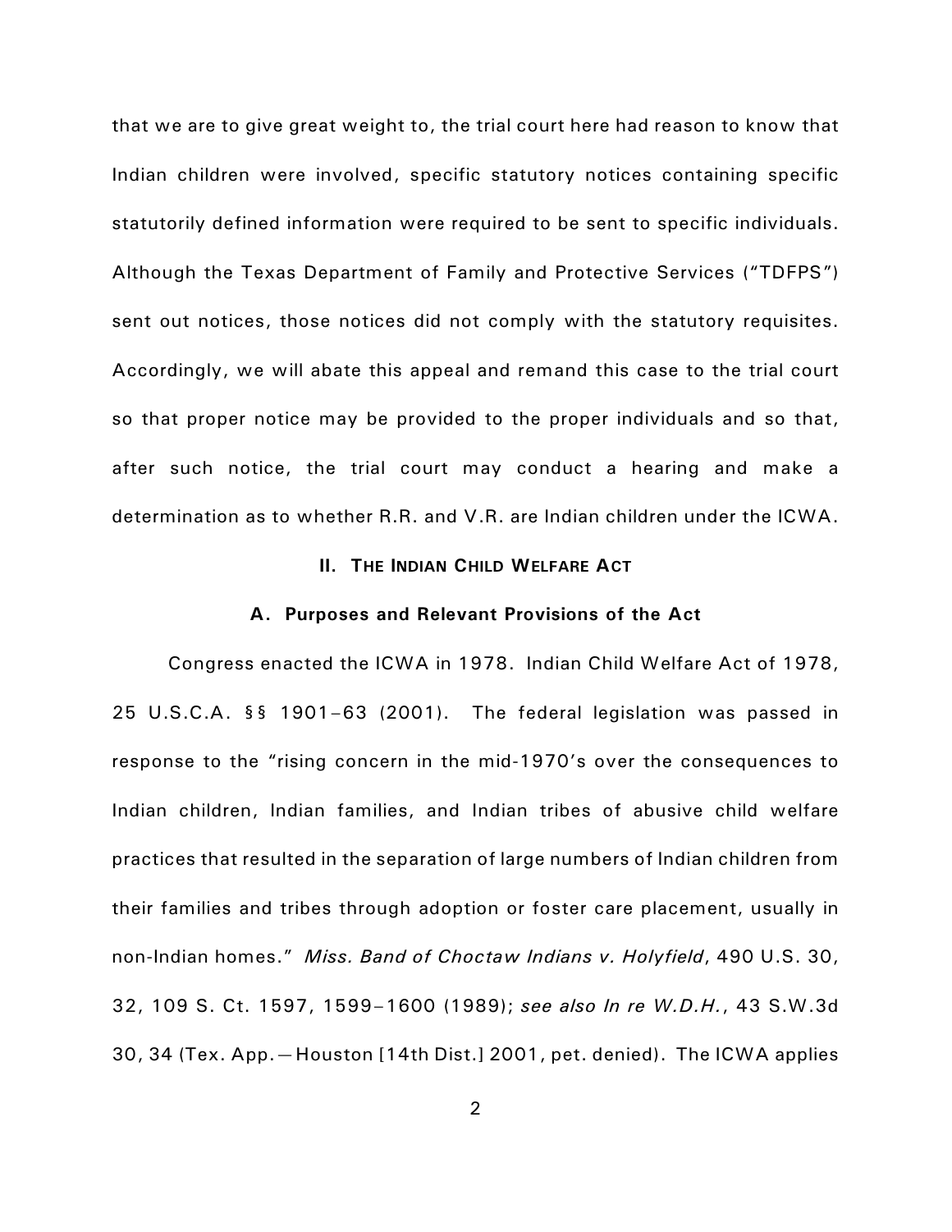that we are to give great weight to, the trial court here had reason to know that Indian children were involved, specific statutory notices containing specific statutorily defined information were required to be sent to specific individuals. Although the Texas Department of Family and Protective Services ("TDFPS") sent out notices, those notices did not comply with the statutory requisites. Accordingly, we will abate this appeal and remand this case to the trial court so that proper notice may be provided to the proper individuals and so that, after such notice, the trial court may conduct a hearing and make a determination as to whether R.R. and V.R. are Indian children under the ICWA.

## II. The Indian Child Welfare Act

### A. Purposes and Relevant Provisions of the Act

Congress enacted the ICWA in 1978. Indian Child Welfare Act of 1978, 25 U.S.C.A. §§ 1901–63 (2001). The federal legislation was passed in response to the "rising concern in the mid-1970's over the consequences to Indian children, Indian families, and Indian tribes of abusive child welfare practices that resulted in the separation of large numbers of Indian children from their families and tribes through adoption or foster care placement, usually in non-Indian homes." *Miss. Band of Choctaw Indians v. Holyfield*, 490 U.S. 30, 32, 109 S. Ct. 1597, 1599–1600 (1989); *see also In re W.D.H.*, 43 S.W.3d 30, 34 (Tex. App.—Houston [14th Dist.] 2001, pet. denied). The ICWA applies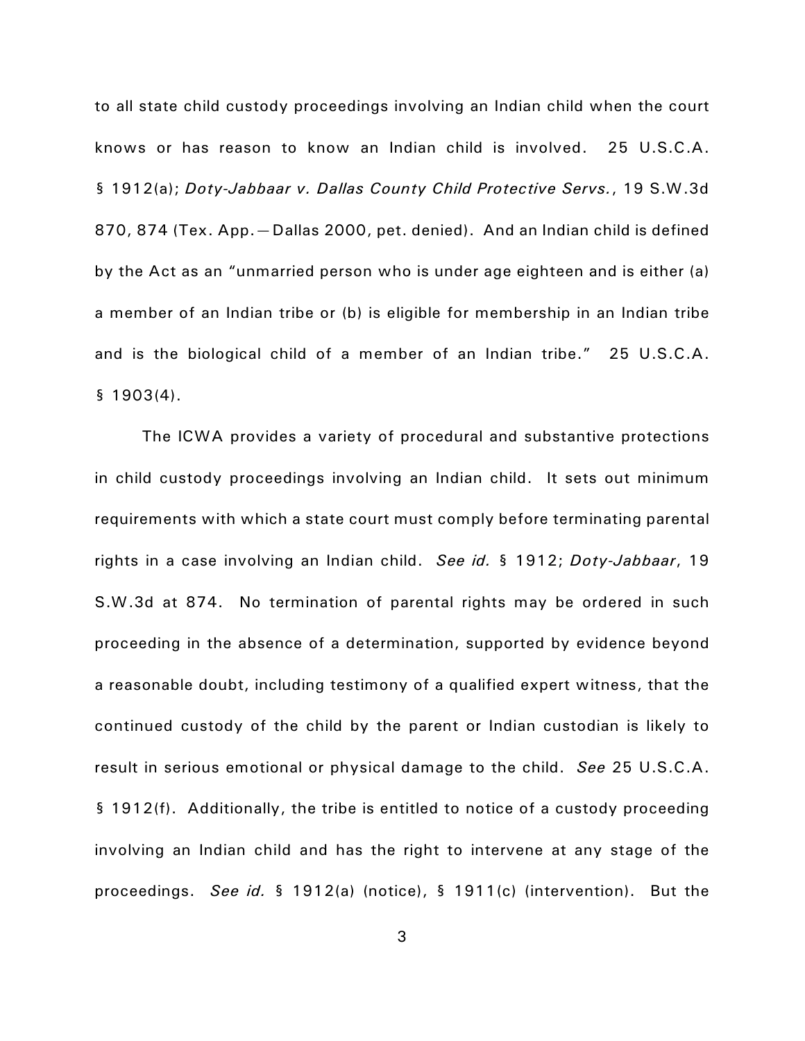to all state child custody proceedings involving an Indian child when the court knows or has reason to know an Indian child is involved. 25 U.S.C.A. § 1912(a); *Doty-Jabbaar v. Dallas County Child Protective Servs.*, 19 S.W.3d 870, 874 (Tex. App.—Dallas 2000, pet. denied). And an Indian child is defined by the Act as an "unmarried person who is under age eighteen and is either (a) a member of an Indian tribe or (b) is eligible for membership in an Indian tribe and is the biological child of a member of an Indian tribe." 25 U.S.C.A. § 1903(4).

The ICWA provides a variety of procedural and substantive protections in child custody proceedings involving an Indian child. It sets out minimum requirements with which a state court must comply before terminating parental rights in a case involving an Indian child. *See id.* § 1912; *Doty-Jabbaar*, 19 S.W.3d at 874. No termination of parental rights may be ordered in such proceeding in the absence of a determination, supported by evidence beyond a reasonable doubt, including testimony of a qualified expert witness, that the continued custody of the child by the parent or Indian custodian is likely to result in serious emotional or physical damage to the child. *See* 25 U.S.C.A. § 1912(f). Additionally, the tribe is entitled to notice of a custody proceeding involving an Indian child and has the right to intervene at any stage of the proceedings. *See id.* § 1912(a) (notice), § 1911(c) (intervention). But the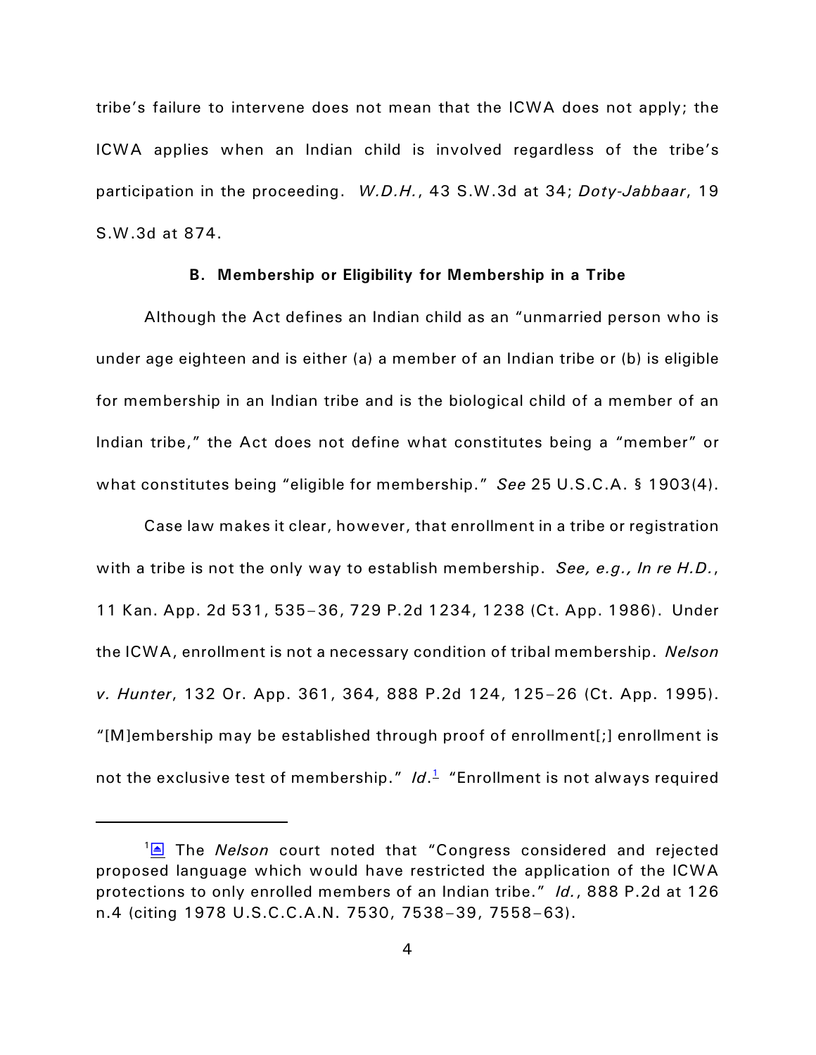tribe's failure to intervene does not mean that the ICWA does not apply; the ICWA applies when an Indian child is involved regardless of the tribe's participation in the proceeding. *W.D.H.*, 43 S.W.3d at 34; *Doty-Jabbaar*, 19 S.W.3d at 874.

### B. Membership or Eligibility for Membership in a Tribe

Although the Act defines an Indian child as an "unmarried person who is under age eighteen and is either (a) a member of an Indian tribe or (b) is eligible for membership in an Indian tribe and is the biological child of a member of an Indian tribe," the Act does not define what constitutes being a "member" or what constitutes being "eligible for membership." *See* 25 U.S.C.A. § 1903(4).

Case law makes it clear, however, that enrollment in a tribe or registration with a tribe is not the only way to establish membership. *See, e.g., In re H.D.*, 11 Kan. App. 2d 531, 535–36, 729 P.2d 1234, 1238 (Ct. App. 1986). Under the ICWA, enrollment is not a necessary condition of tribal membership. *Nelson v. Hunter*, 132 Or. App. 361, 364, 888 P.2d 124, 125–26 (Ct. App. 1995). "[M]embership may be established through proof of enrollment[;] enrollment is not the exclusive test of membership." *Id*.[1] "Enrollment is not always required

---

[1] The *Nelson* court noted that "Congress considered and rejected proposed language which would have restricted the application of the ICWA protections to only enrolled members of an Indian tribe." *Id.*, 888 P.2d at 126 n.4 (citing 1978 U.S.C.C.A.N. 7530, 7538–39, 7558–63).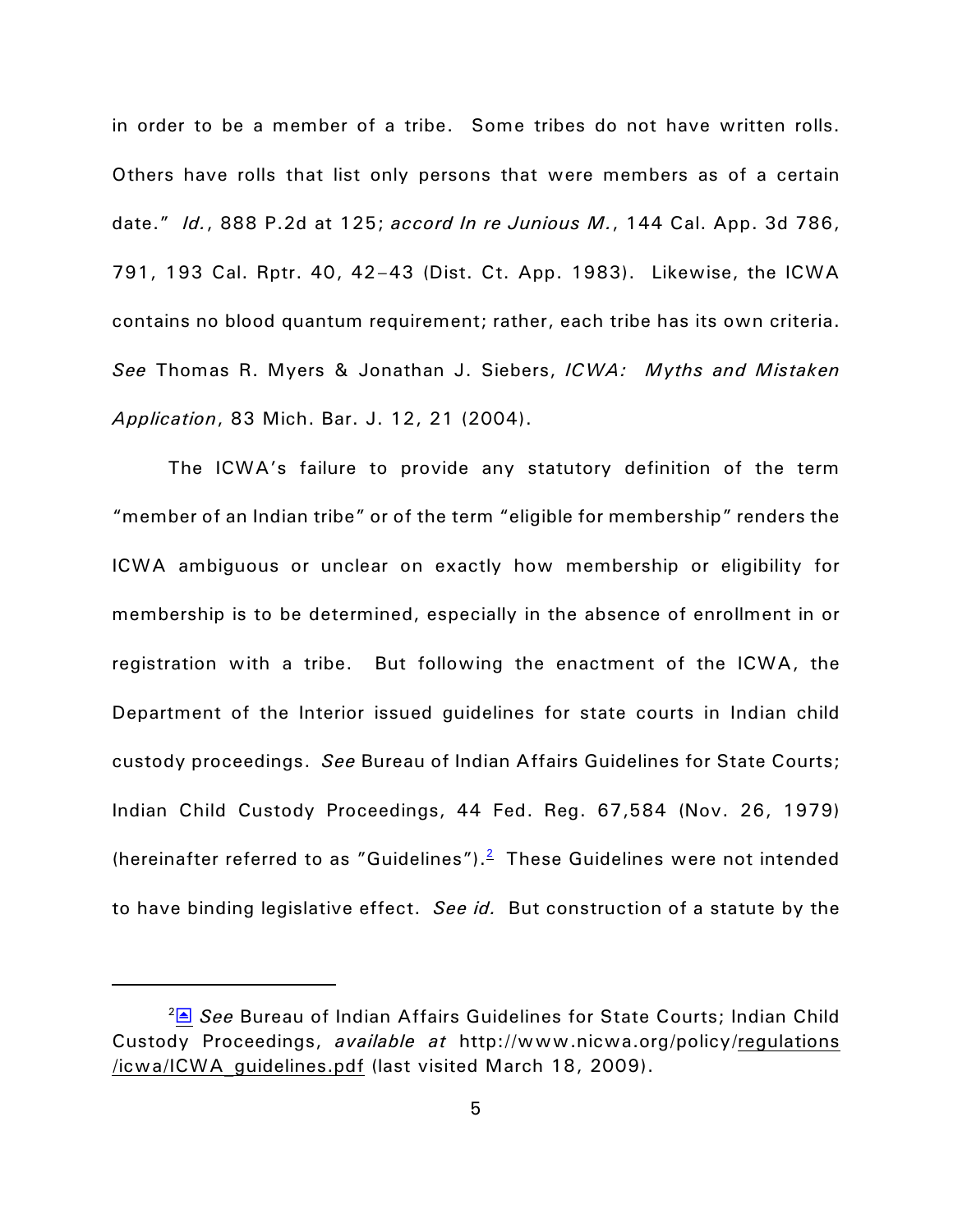in order to be a member of a tribe. Some tribes do not have written rolls. Others have rolls that list only persons that were members as of a certain date." *Id.*, 888 P.2d at 125; *accord In re Junious M.*, 144 Cal. App. 3d 786, 791, 193 Cal. Rptr. 40, 42–43 (Dist. Ct. App. 1983). Likewise, the ICWA contains no blood quantum requirement; rather, each tribe has its own criteria. *See* Thomas R. Myers & Jonathan J. Siebers, *ICWA: Myths and Mistaken Application*, 83 Mich. Bar. J. 12, 21 (2004).

The ICWA's failure to provide any statutory definition of the term "member of an Indian tribe" or of the term "eligible for membership" renders the ICWA ambiguous or unclear on exactly how membership or eligibility for membership is to be determined, especially in the absence of enrollment in or registration with a tribe. But following the enactment of the ICWA, the Department of the Interior issued guidelines for state courts in Indian child custody proceedings. *See* Bureau of Indian Affairs Guidelines for State Courts; Indian Child Custody Proceedings, 44 Fed. Reg. 67,584 (Nov. 26, 1979) (hereinafter referred to as "Guidelines").[2] These Guidelines were not intended to have binding legislative effect. *See id.* But construction of a statute by the

---

[2] *See* Bureau of Indian Affairs Guidelines for State Courts; Indian Child Custody Proceedings, *available at* http://www.nicwa.org/policy/regulations/icwa/ICWA_guidelines.pdf (last visited March 18, 2009).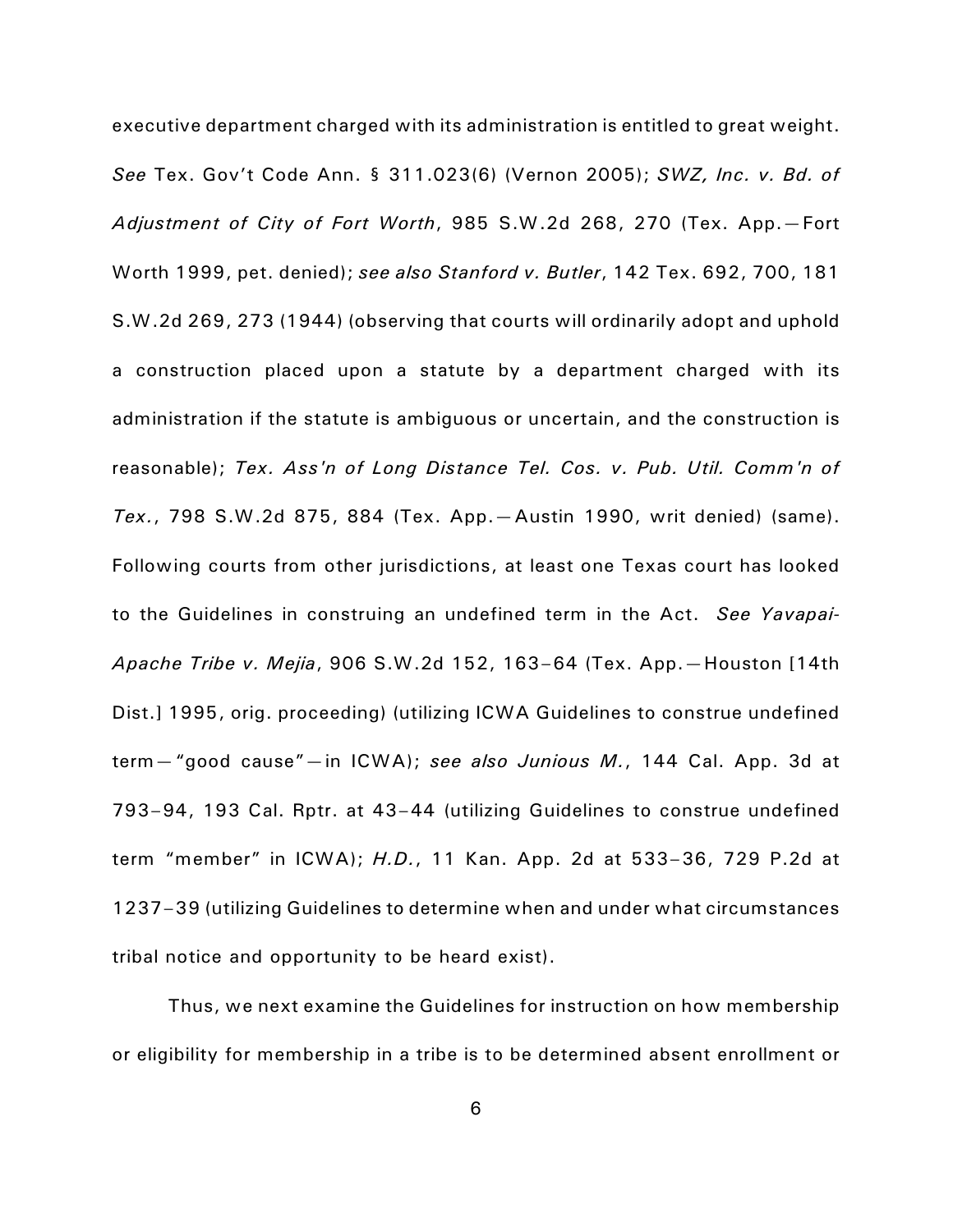executive department charged with its administration is entitled to great weight. *See* Tex. Gov't Code Ann. § 311.023(6) (Vernon 2005); *SWZ, Inc. v. Bd. of Adjustment of City of Fort Worth*, 985 S.W.2d 268, 270 (Tex. App.—Fort Worth 1999, pet. denied); *see also Stanford v. Butler*, 142 Tex. 692, 700, 181 S.W.2d 269, 273 (1944) (observing that courts will ordinarily adopt and uphold a construction placed upon a statute by a department charged with its administration if the statute is ambiguous or uncertain, and the construction is reasonable); *Tex. Ass'n of Long Distance Tel. Cos. v. Pub. Util. Comm'n of Tex.*, 798 S.W.2d 875, 884 (Tex. App.—Austin 1990, writ denied) (same). Following courts from other jurisdictions, at least one Texas court has looked to the Guidelines in construing an undefined term in the Act. *See Yavapai-Apache Tribe v. Mejia*, 906 S.W.2d 152, 163–64 (Tex. App.—Houston [14th Dist.] 1995, orig. proceeding) (utilizing ICWA Guidelines to construe undefined term—"good cause"—in ICWA); *see also Junious M.*, 144 Cal. App. 3d at 793–94, 193 Cal. Rptr. at 43–44 (utilizing Guidelines to construe undefined term "member" in ICWA); *H.D.*, 11 Kan. App. 2d at 533–36, 729 P.2d at 1237–39 (utilizing Guidelines to determine when and under what circumstances tribal notice and opportunity to be heard exist).

Thus, we next examine the Guidelines for instruction on how membership or eligibility for membership in a tribe is to be determined absent enrollment or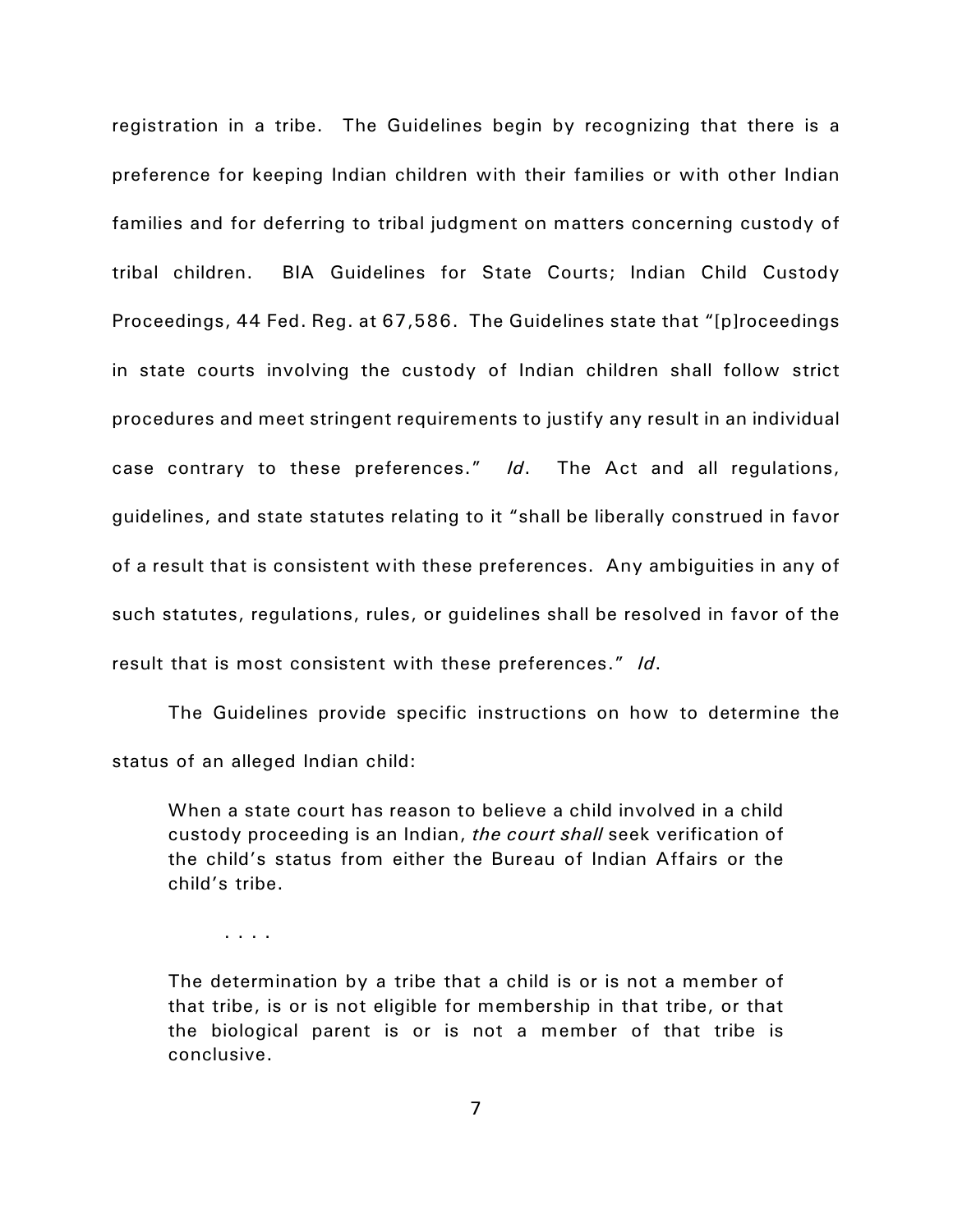registration in a tribe. The Guidelines begin by recognizing that there is a preference for keeping Indian children with their families or with other Indian families and for deferring to tribal judgment on matters concerning custody of tribal children. BIA Guidelines for State Courts; Indian Child Custody Proceedings, 44 Fed. Reg. at 67,586. The Guidelines state that "[p]roceedings in state courts involving the custody of Indian children shall follow strict procedures and meet stringent requirements to justify any result in an individual case contrary to these preferences." *Id*. The Act and all regulations, guidelines, and state statutes relating to it "shall be liberally construed in favor of a result that is consistent with these preferences. Any ambiguities in any of such statutes, regulations, rules, or guidelines shall be resolved in favor of the result that is most consistent with these preferences." *Id*.

The Guidelines provide specific instructions on how to determine the status of an alleged Indian child:

> When a state court has reason to believe a child involved in a child custody proceeding is an Indian, *the court shall* seek verification of the child's status from either the Bureau of Indian Affairs or the child's tribe.
>
> . . . .
>
> The determination by a tribe that a child is or is not a member of that tribe, is or is not eligible for membership in that tribe, or that the biological parent is or is not a member of that tribe is conclusive.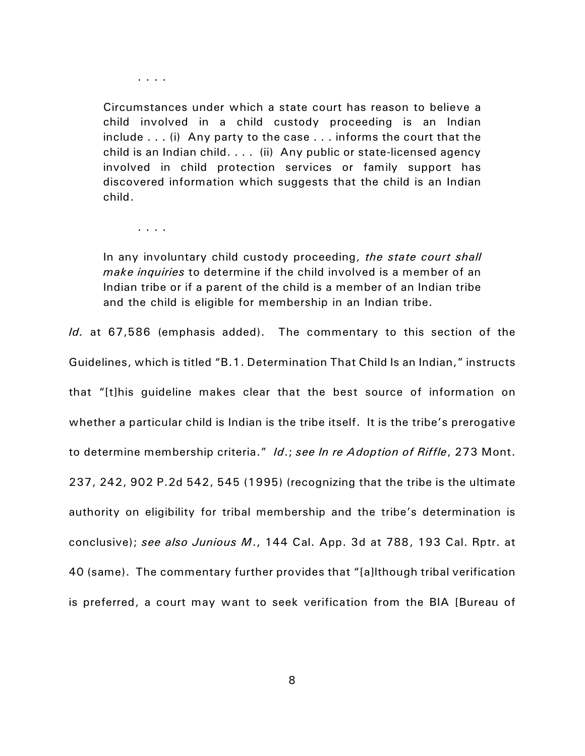> . . . .
>
> Circumstances under which a state court has reason to believe a child involved in a child custody proceeding is an Indian include . . . (i) Any party to the case . . . informs the court that the child is an Indian child. . . . (ii) Any public or state-licensed agency involved in child protection services or family support has discovered information which suggests that the child is an Indian child.
>
> . . . .
>
> In any involuntary child custody proceeding, *the state court shall make inquiries* to determine if the child involved is a member of an Indian tribe or if a parent of the child is a member of an Indian tribe and the child is eligible for membership in an Indian tribe.

*Id.* at 67,586 (emphasis added). The commentary to this section of the Guidelines, which is titled "B.1. Determination That Child Is an Indian," instructs that "[t]his guideline makes clear that the best source of information on whether a particular child is Indian is the tribe itself. It is the tribe's prerogative to determine membership criteria." *Id.*; *see In re Adoption of Riffle*, 273 Mont. 237, 242, 902 P.2d 542, 545 (1995) (recognizing that the tribe is the ultimate authority on eligibility for tribal membership and the tribe's determination is conclusive); *see also Junious M.*, 144 Cal. App. 3d at 788, 193 Cal. Rptr. at 40 (same). The commentary further provides that "[a]lthough tribal verification is preferred, a court may want to seek verification from the BIA [Bureau of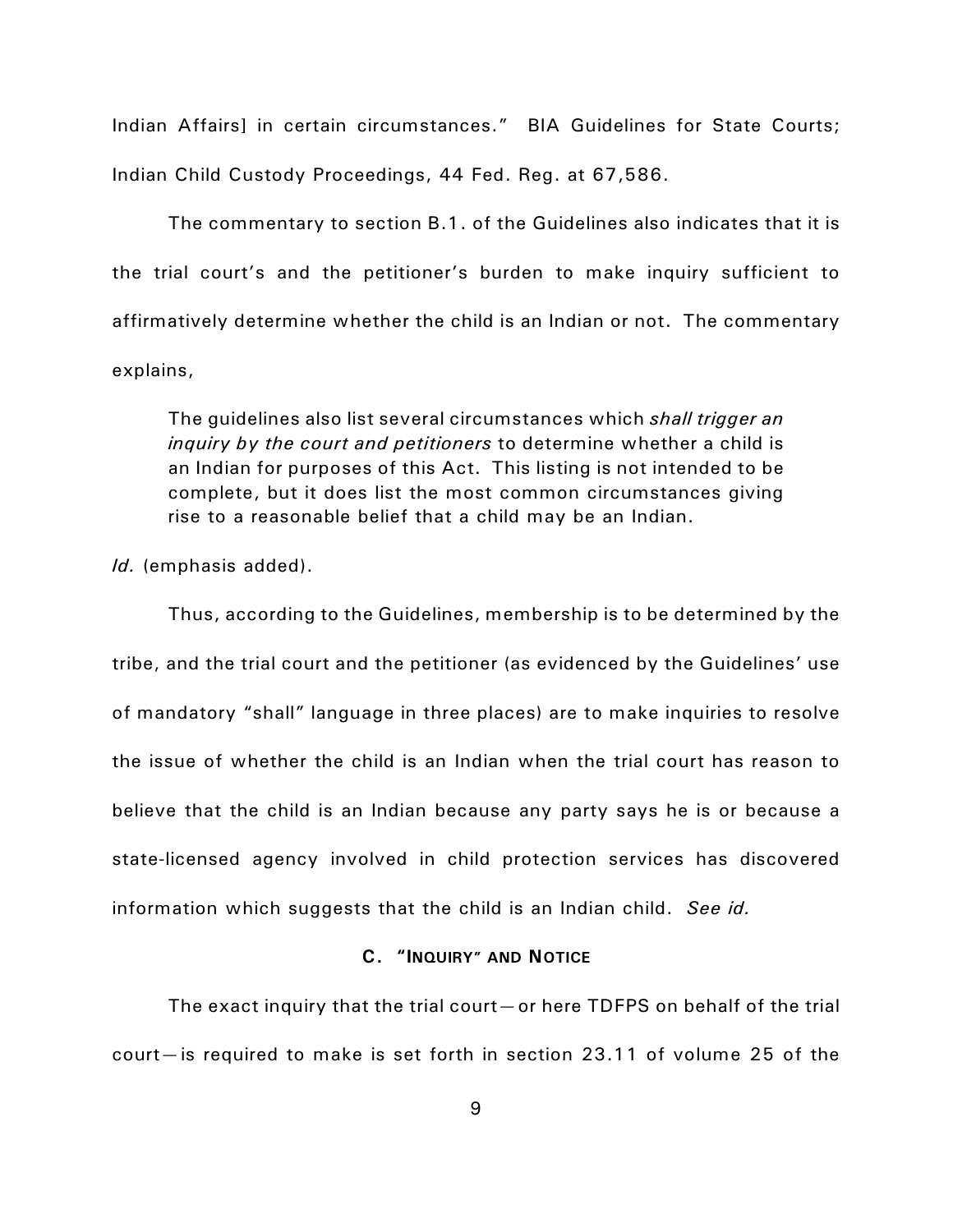Indian Affairs] in certain circumstances." BIA Guidelines for State Courts; Indian Child Custody Proceedings, 44 Fed. Reg. at 67,586.

The commentary to section B.1. of the Guidelines also indicates that it is the trial court's and the petitioner's burden to make inquiry sufficient to affirmatively determine whether the child is an Indian or not. The commentary explains,

> The guidelines also list several circumstances which *shall trigger an inquiry by the court and petitioners* to determine whether a child is an Indian for purposes of this Act. This listing is not intended to be complete, but it does list the most common circumstances giving rise to a reasonable belief that a child may be an Indian.

*Id.* (emphasis added).

Thus, according to the Guidelines, membership is to be determined by the tribe, and the trial court and the petitioner (as evidenced by the Guidelines' use of mandatory "shall" language in three places) are to make inquiries to resolve the issue of whether the child is an Indian when the trial court has reason to believe that the child is an Indian because any party says he is or because a state-licensed agency involved in child protection services has discovered information which suggests that the child is an Indian child. *See id.*

### C. "Inquiry" and Notice

The exact inquiry that the trial court—or here TDFPS on behalf of the trial court—is required to make is set forth in section 23.11 of volume 25 of the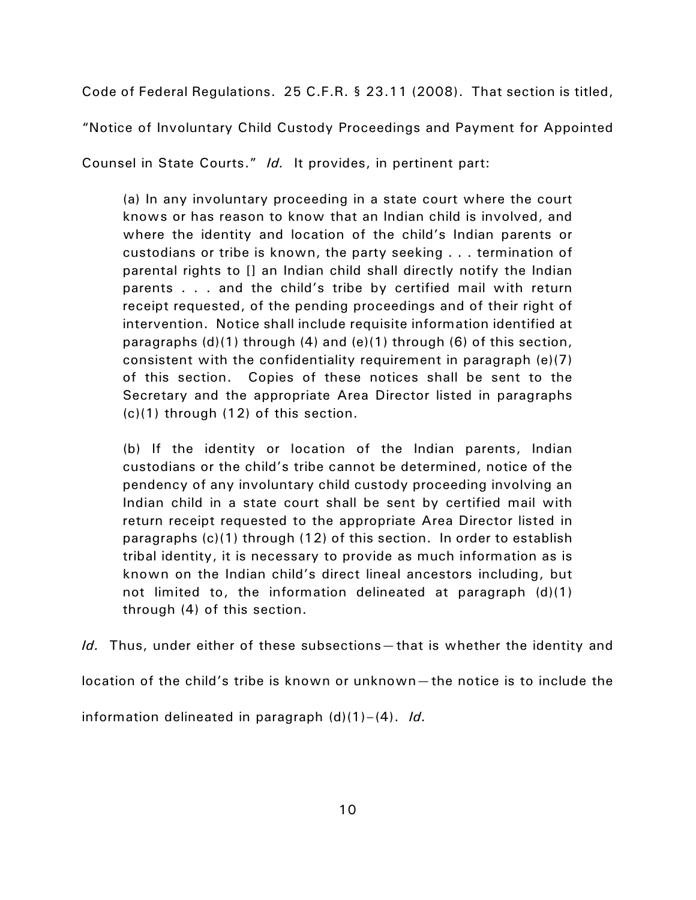Code of Federal Regulations. 25 C.F.R. § 23.11 (2008). That section is titled, "Notice of Involuntary Child Custody Proceedings and Payment for Appointed Counsel in State Courts." *Id.* It provides, in pertinent part:

> (a) In any involuntary proceeding in a state court where the court knows or has reason to know that an Indian child is involved, and where the identity and location of the child's Indian parents or custodians or tribe is known, the party seeking . . . termination of parental rights to [] an Indian child shall directly notify the Indian parents . . . and the child's tribe by certified mail with return receipt requested, of the pending proceedings and of their right of intervention. Notice shall include requisite information identified at paragraphs (d)(1) through (4) and (e)(1) through (6) of this section, consistent with the confidentiality requirement in paragraph (e)(7) of this section. Copies of these notices shall be sent to the Secretary and the appropriate Area Director listed in paragraphs (c)(1) through (12) of this section.
>
> (b) If the identity or location of the Indian parents, Indian custodians or the child's tribe cannot be determined, notice of the pendency of any involuntary child custody proceeding involving an Indian child in a state court shall be sent by certified mail with return receipt requested to the appropriate Area Director listed in paragraphs (c)(1) through (12) of this section. In order to establish tribal identity, it is necessary to provide as much information as is known on the Indian child's direct lineal ancestors including, but not limited to, the information delineated at paragraph (d)(1) through (4) of this section.

*Id.* Thus, under either of these subsections—that is whether the identity and location of the child's tribe is known or unknown—the notice is to include the information delineated in paragraph (d)(1)–(4). *Id.*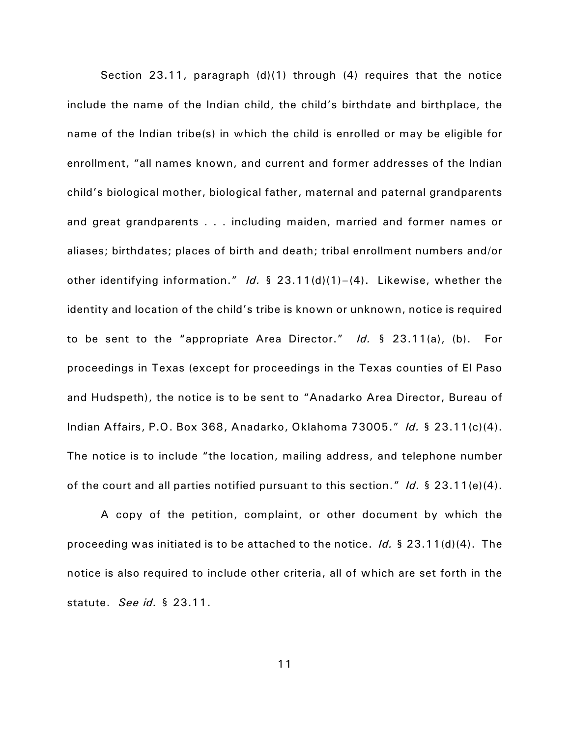Section 23.11, paragraph (d)(1) through (4) requires that the notice include the name of the Indian child, the child's birthdate and birthplace, the name of the Indian tribe(s) in which the child is enrolled or may be eligible for enrollment, "all names known, and current and former addresses of the Indian child's biological mother, biological father, maternal and paternal grandparents and great grandparents . . . including maiden, married and former names or aliases; birthdates; places of birth and death; tribal enrollment numbers and/or other identifying information." *Id.* § 23.11(d)(1)–(4). Likewise, whether the identity and location of the child's tribe is known or unknown, notice is required to be sent to the "appropriate Area Director." *Id.* § 23.11(a), (b). For proceedings in Texas (except for proceedings in the Texas counties of El Paso and Hudspeth), the notice is to be sent to "Anadarko Area Director, Bureau of Indian Affairs, P.O. Box 368, Anadarko, Oklahoma 73005." *Id.* § 23.11(c)(4). The notice is to include "the location, mailing address, and telephone number of the court and all parties notified pursuant to this section." *Id.* § 23.11(e)(4).

A copy of the petition, complaint, or other document by which the proceeding was initiated is to be attached to the notice. *Id.* § 23.11(d)(4). The notice is also required to include other criteria, all of which are set forth in the statute. *See id.* § 23.11.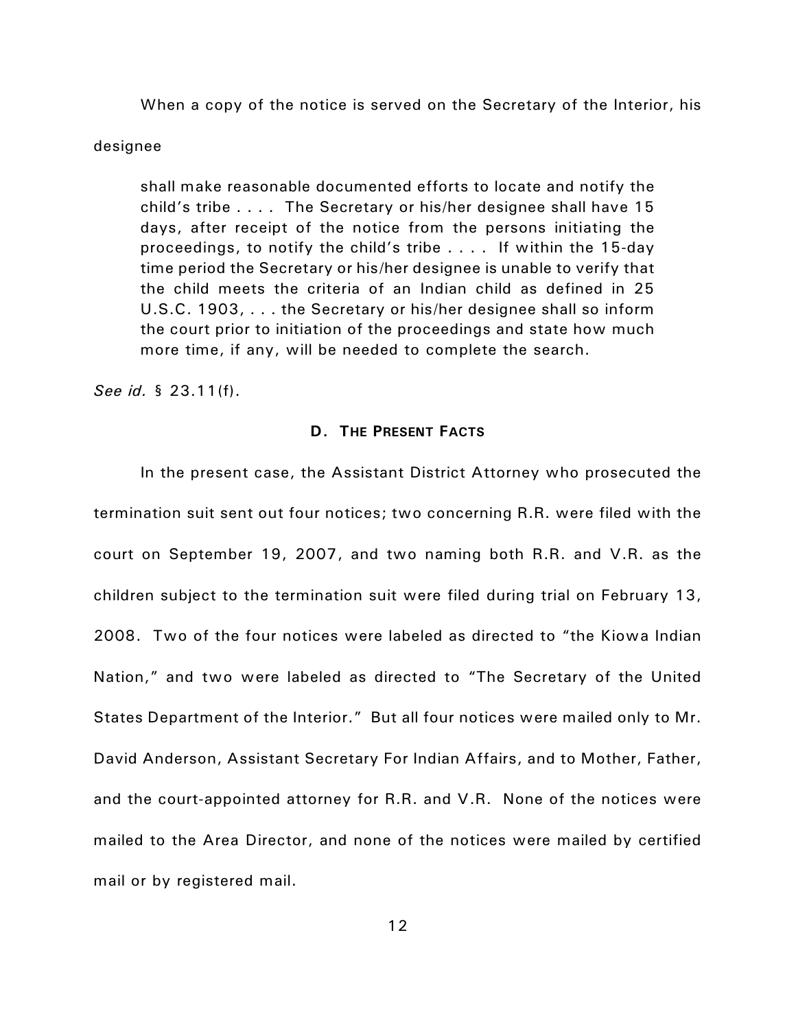When a copy of the notice is served on the Secretary of the Interior, his designee

> shall make reasonable documented efforts to locate and notify the child's tribe . . . . The Secretary or his/her designee shall have 15 days, after receipt of the notice from the persons initiating the proceedings, to notify the child's tribe . . . . If within the 15-day time period the Secretary or his/her designee is unable to verify that the child meets the criteria of an Indian child as defined in 25 U.S.C. 1903, . . . the Secretary or his/her designee shall so inform the court prior to initiation of the proceedings and state how much more time, if any, will be needed to complete the search.

*See id.* § 23.11(f).

### D. THE PRESENT FACTS

In the present case, the Assistant District Attorney who prosecuted the termination suit sent out four notices; two concerning R.R. were filed with the court on September 19, 2007, and two naming both R.R. and V.R. as the children subject to the termination suit were filed during trial on February 13, 2008. Two of the four notices were labeled as directed to "the Kiowa Indian Nation," and two were labeled as directed to "The Secretary of the United States Department of the Interior." But all four notices were mailed only to Mr. David Anderson, Assistant Secretary For Indian Affairs, and to Mother, Father, and the court-appointed attorney for R.R. and V.R. None of the notices were mailed to the Area Director, and none of the notices were mailed by certified mail or by registered mail.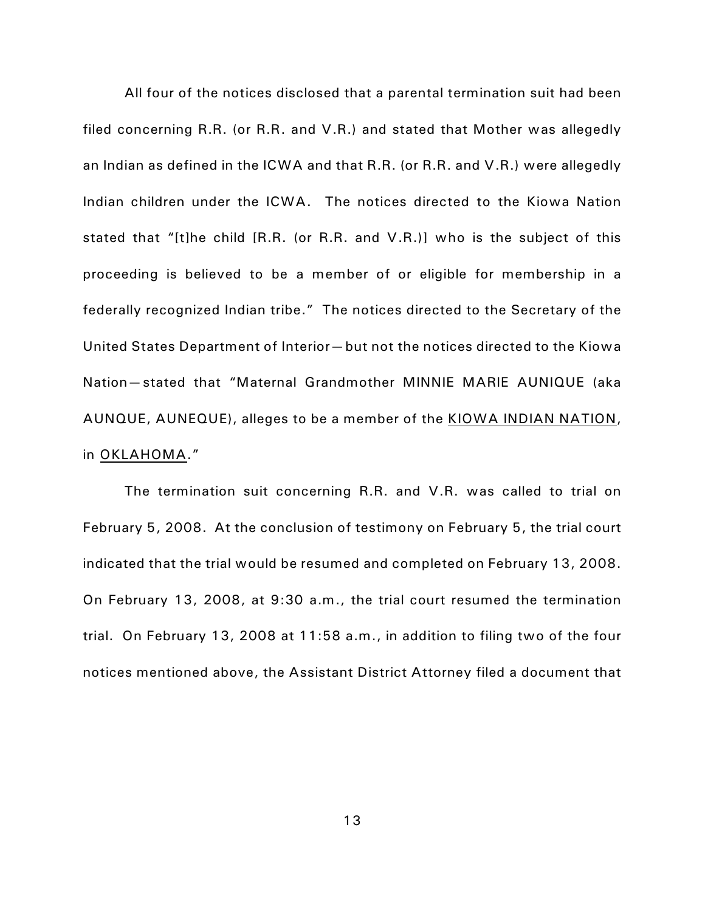All four of the notices disclosed that a parental termination suit had been filed concerning R.R. (or R.R. and V.R.) and stated that Mother was allegedly an Indian as defined in the ICWA and that R.R. (or R.R. and V.R.) were allegedly Indian children under the ICWA. The notices directed to the Kiowa Nation stated that "[t]he child [R.R. (or R.R. and V.R.)] who is the subject of this proceeding is believed to be a member of or eligible for membership in a federally recognized Indian tribe." The notices directed to the Secretary of the United States Department of Interior—but not the notices directed to the Kiowa Nation—stated that "Maternal Grandmother MINNIE MARIE AUNIQUE (aka AUNQUE, AUNEQUE), alleges to be a member of the KIOWA INDIAN NATION, in OKLAHOMA."

The termination suit concerning R.R. and V.R. was called to trial on February 5, 2008. At the conclusion of testimony on February 5, the trial court indicated that the trial would be resumed and completed on February 13, 2008. On February 13, 2008, at 9:30 a.m., the trial court resumed the termination trial. On February 13, 2008 at 11:58 a.m., in addition to filing two of the four notices mentioned above, the Assistant District Attorney filed a document that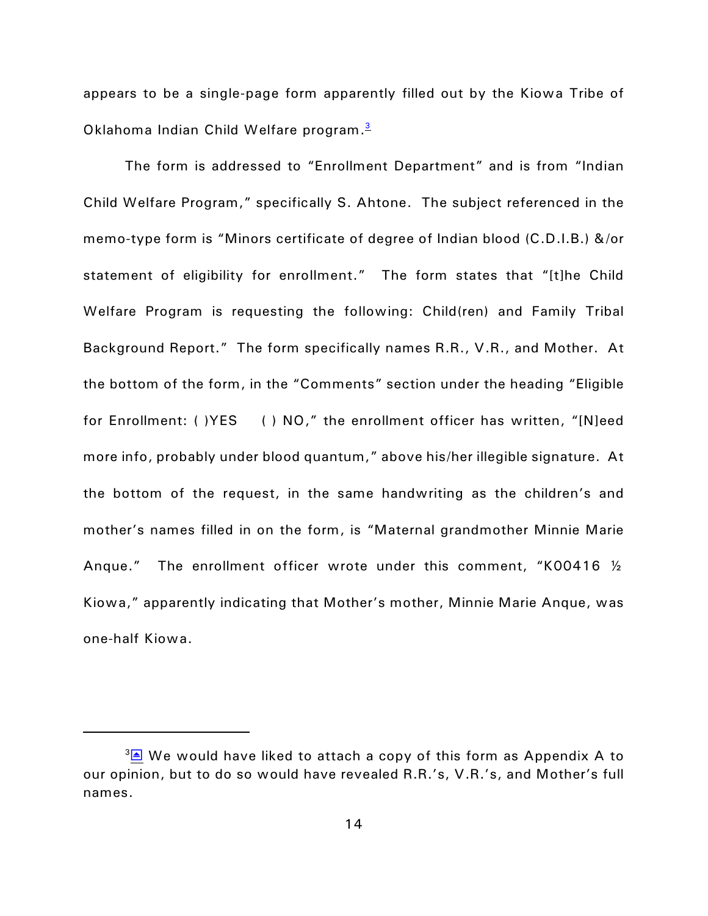appears to be a single-page form apparently filled out by the Kiowa Tribe of Oklahoma Indian Child Welfare program.[3]

The form is addressed to "Enrollment Department" and is from "Indian Child Welfare Program," specifically S. Ahtone. The subject referenced in the memo-type form is "Minors certificate of degree of Indian blood (C.D.I.B.) &/or statement of eligibility for enrollment." The form states that "[t]he Child Welfare Program is requesting the following: Child(ren) and Family Tribal Background Report." The form specifically names R.R., V.R., and Mother. At the bottom of the form, in the "Comments" section under the heading "Eligible for Enrollment: ( )YES ( ) NO," the enrollment officer has written, "[N]eed more info, probably under blood quantum," above his/her illegible signature. At the bottom of the request, in the same handwriting as the children's and mother's names filled in on the form, is "Maternal grandmother Minnie Marie Anque." The enrollment officer wrote under this comment, "K00416 ½ Kiowa," apparently indicating that Mother's mother, Minnie Marie Anque, was one-half Kiowa.

---

[3] We would have liked to attach a copy of this form as Appendix A to our opinion, but to do so would have revealed R.R.'s, V.R.'s, and Mother's full names.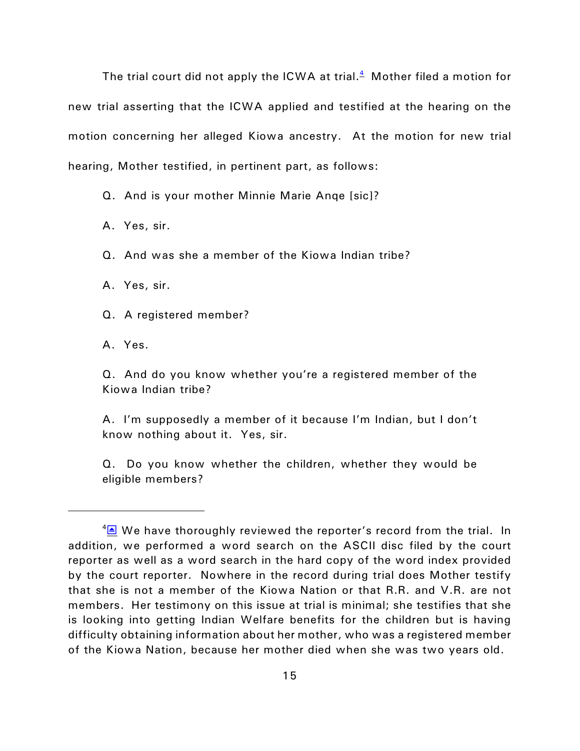The trial court did not apply the ICWA at trial.[4] Mother filed a motion for new trial asserting that the ICWA applied and testified at the hearing on the motion concerning her alleged Kiowa ancestry. At the motion for new trial hearing, Mother testified, in pertinent part, as follows:

> Q. And is your mother Minnie Marie Anqe [sic]?
>
> A. Yes, sir.
>
> Q. And was she a member of the Kiowa Indian tribe?
>
> A. Yes, sir.
>
> Q. A registered member?
>
> A. Yes.
>
> Q. And do you know whether you're a registered member of the Kiowa Indian tribe?
>
> A. I'm supposedly a member of it because I'm Indian, but I don't know nothing about it. Yes, sir.
>
> Q. Do you know whether the children, whether they would be eligible members?

---

[4] We have thoroughly reviewed the reporter's record from the trial. In addition, we performed a word search on the ASCII disc filed by the court reporter as well as a word search in the hard copy of the word index provided by the court reporter. Nowhere in the record during trial does Mother testify that she is not a member of the Kiowa Nation or that R.R. and V.R. are not members. Her testimony on this issue at trial is minimal; she testifies that she is looking into getting Indian Welfare benefits for the children but is having difficulty obtaining information about her mother, who was a registered member of the Kiowa Nation, because her mother died when she was two years old.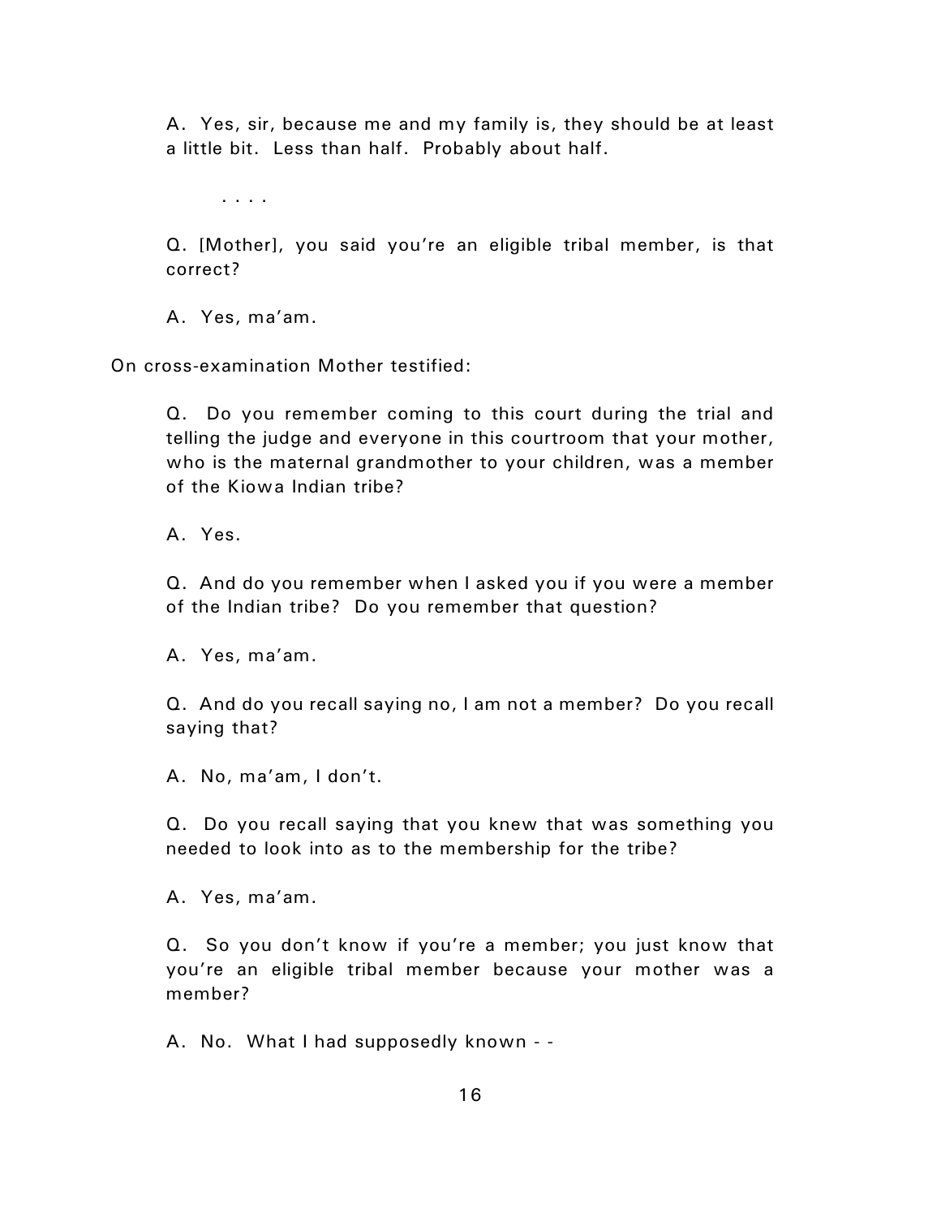> A. Yes, sir, because me and my family is, they should be at least a little bit. Less than half. Probably about half.
>
> . . . .
>
> Q. [Mother], you said you're an eligible tribal member, is that correct?
>
> A. Yes, ma'am.

On cross-examination Mother testified:

> Q. Do you remember coming to this court during the trial and telling the judge and everyone in this courtroom that your mother, who is the maternal grandmother to your children, was a member of the Kiowa Indian tribe?
>
> A. Yes.
>
> Q. And do you remember when I asked you if you were a member of the Indian tribe? Do you remember that question?
>
> A. Yes, ma'am.
>
> Q. And do you recall saying no, I am not a member? Do you recall saying that?
>
> A. No, ma'am, I don't.
>
> Q. Do you recall saying that you knew that was something you needed to look into as to the membership for the tribe?
>
> A. Yes, ma'am.
>
> Q. So you don't know if you're a member; you just know that you're an eligible tribal member because your mother was a member?
>
> A. No. What I had supposedly known - -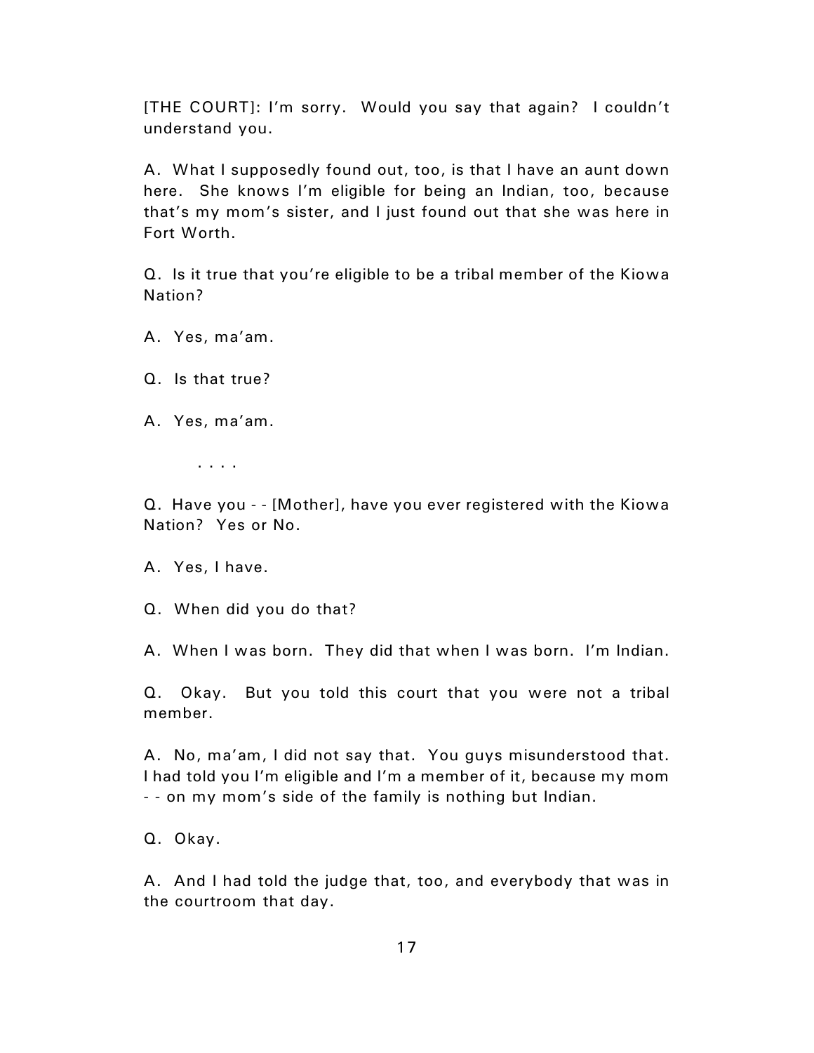[THE COURT]: I'm sorry. Would you say that again? I couldn't understand you.

A. What I supposedly found out, too, is that I have an aunt down here. She knows I'm eligible for being an Indian, too, because that's my mom's sister, and I just found out that she was here in Fort Worth.

Q. Is it true that you're eligible to be a tribal member of the Kiowa Nation?

A. Yes, ma'am.

Q. Is that true?

A. Yes, ma'am.

. . . .

Q. Have you - - [Mother], have you ever registered with the Kiowa Nation? Yes or No.

A. Yes, I have.

Q. When did you do that?

A. When I was born. They did that when I was born. I'm Indian.

Q. Okay. But you told this court that you were not a tribal member.

A. No, ma'am, I did not say that. You guys misunderstood that. I had told you I'm eligible and I'm a member of it, because my mom - - on my mom's side of the family is nothing but Indian.

Q. Okay.

A. And I had told the judge that, too, and everybody that was in the courtroom that day.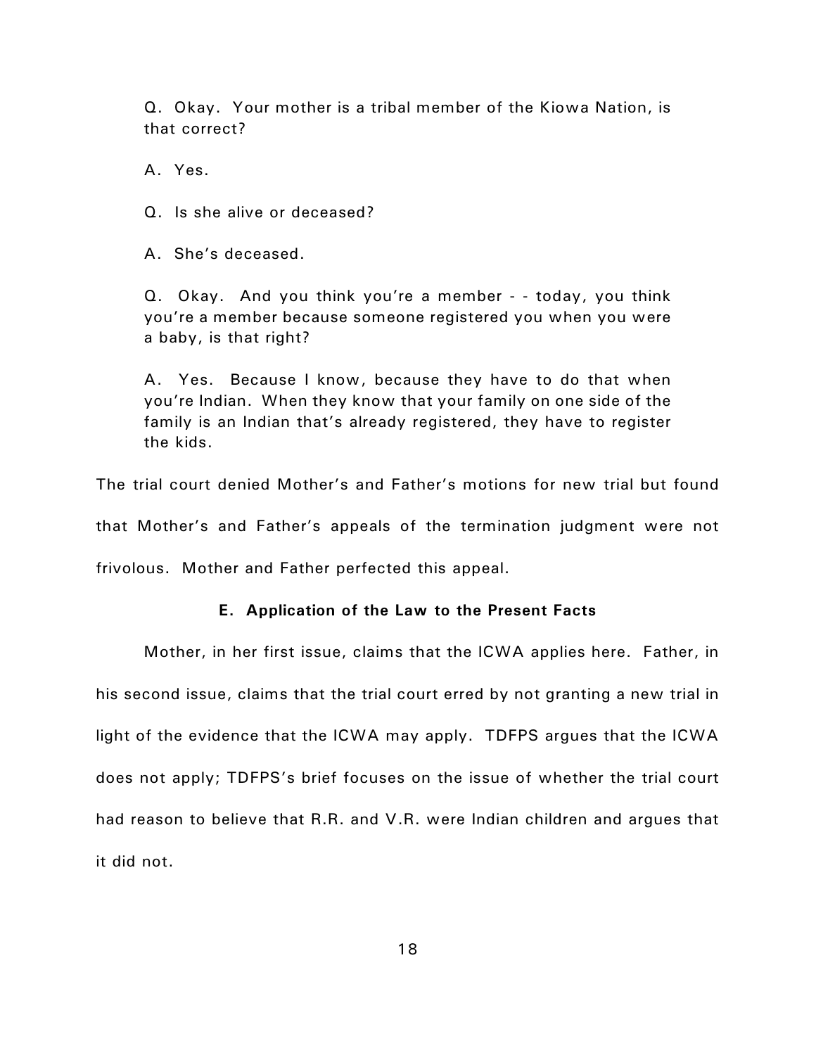> Q. Okay. Your mother is a tribal member of the Kiowa Nation, is that correct?
>
> A. Yes.
>
> Q. Is she alive or deceased?
>
> A. She's deceased.
>
> Q. Okay. And you think you're a member - - today, you think you're a member because someone registered you when you were a baby, is that right?
>
> A. Yes. Because I know, because they have to do that when you're Indian. When they know that your family on one side of the family is an Indian that's already registered, they have to register the kids.

The trial court denied Mother's and Father's motions for new trial but found that Mother's and Father's appeals of the termination judgment were not frivolous. Mother and Father perfected this appeal.

### E. Application of the Law to the Present Facts

Mother, in her first issue, claims that the ICWA applies here. Father, in his second issue, claims that the trial court erred by not granting a new trial in light of the evidence that the ICWA may apply. TDFPS argues that the ICWA does not apply; TDFPS's brief focuses on the issue of whether the trial court had reason to believe that R.R. and V.R. were Indian children and argues that it did not.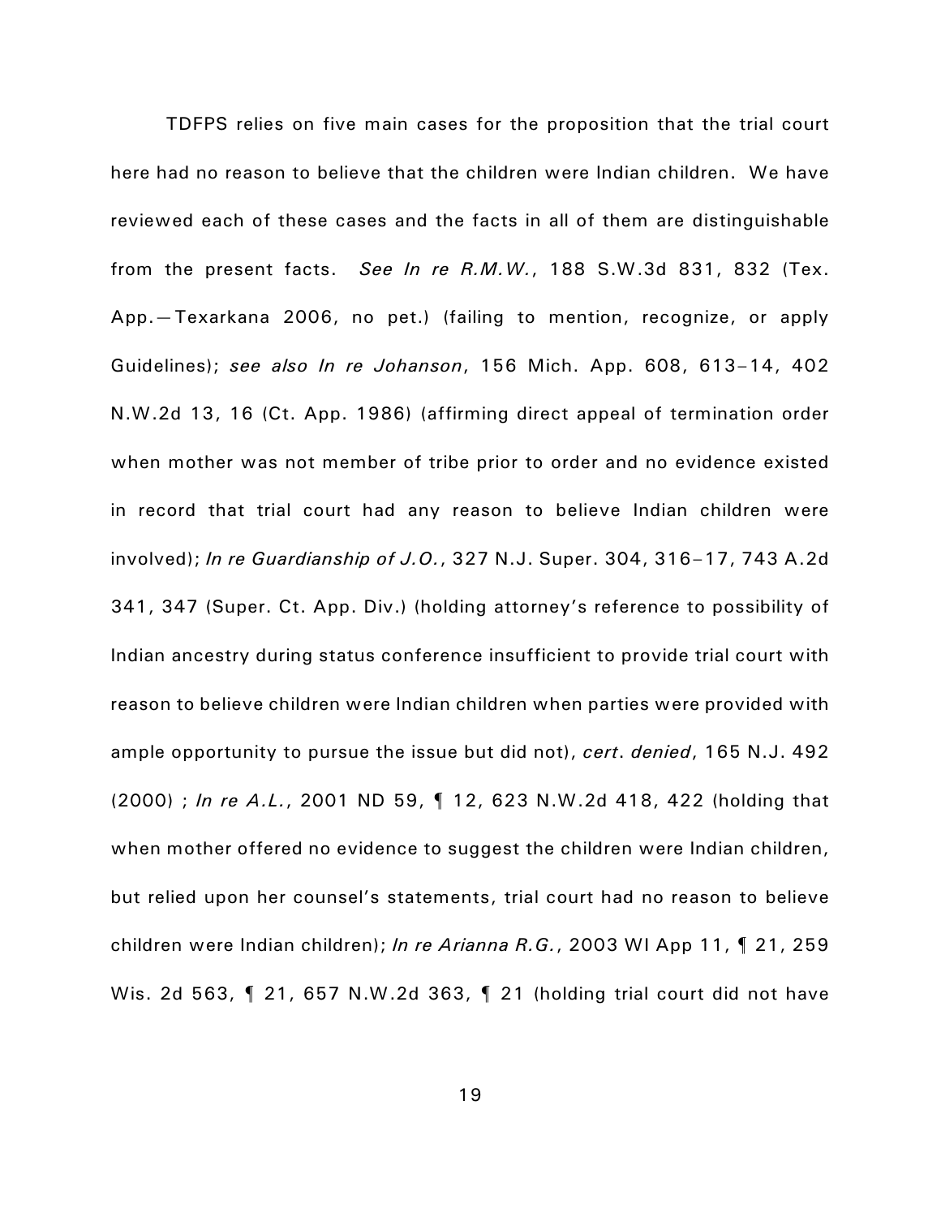TDFPS relies on five main cases for the proposition that the trial court here had no reason to believe that the children were Indian children. We have reviewed each of these cases and the facts in all of them are distinguishable from the present facts. *See In re R.M.W.*, 188 S.W.3d 831, 832 (Tex. App.—Texarkana 2006, no pet.) (failing to mention, recognize, or apply Guidelines); *see also In re Johanson*, 156 Mich. App. 608, 613–14, 402 N.W.2d 13, 16 (Ct. App. 1986) (affirming direct appeal of termination order when mother was not member of tribe prior to order and no evidence existed in record that trial court had any reason to believe Indian children were involved); *In re Guardianship of J.O.*, 327 N.J. Super. 304, 316–17, 743 A.2d 341, 347 (Super. Ct. App. Div.) (holding attorney's reference to possibility of Indian ancestry during status conference insufficient to provide trial court with reason to believe children were Indian children when parties were provided with ample opportunity to pursue the issue but did not), *cert. denied*, 165 N.J. 492 (2000) ; *In re A.L.*, 2001 ND 59, ¶ 12, 623 N.W.2d 418, 422 (holding that when mother offered no evidence to suggest the children were Indian children, but relied upon her counsel's statements, trial court had no reason to believe children were Indian children); *In re Arianna R.G.*, 2003 WI App 11, ¶ 21, 259 Wis. 2d 563, ¶ 21, 657 N.W.2d 363, ¶ 21 (holding trial court did not have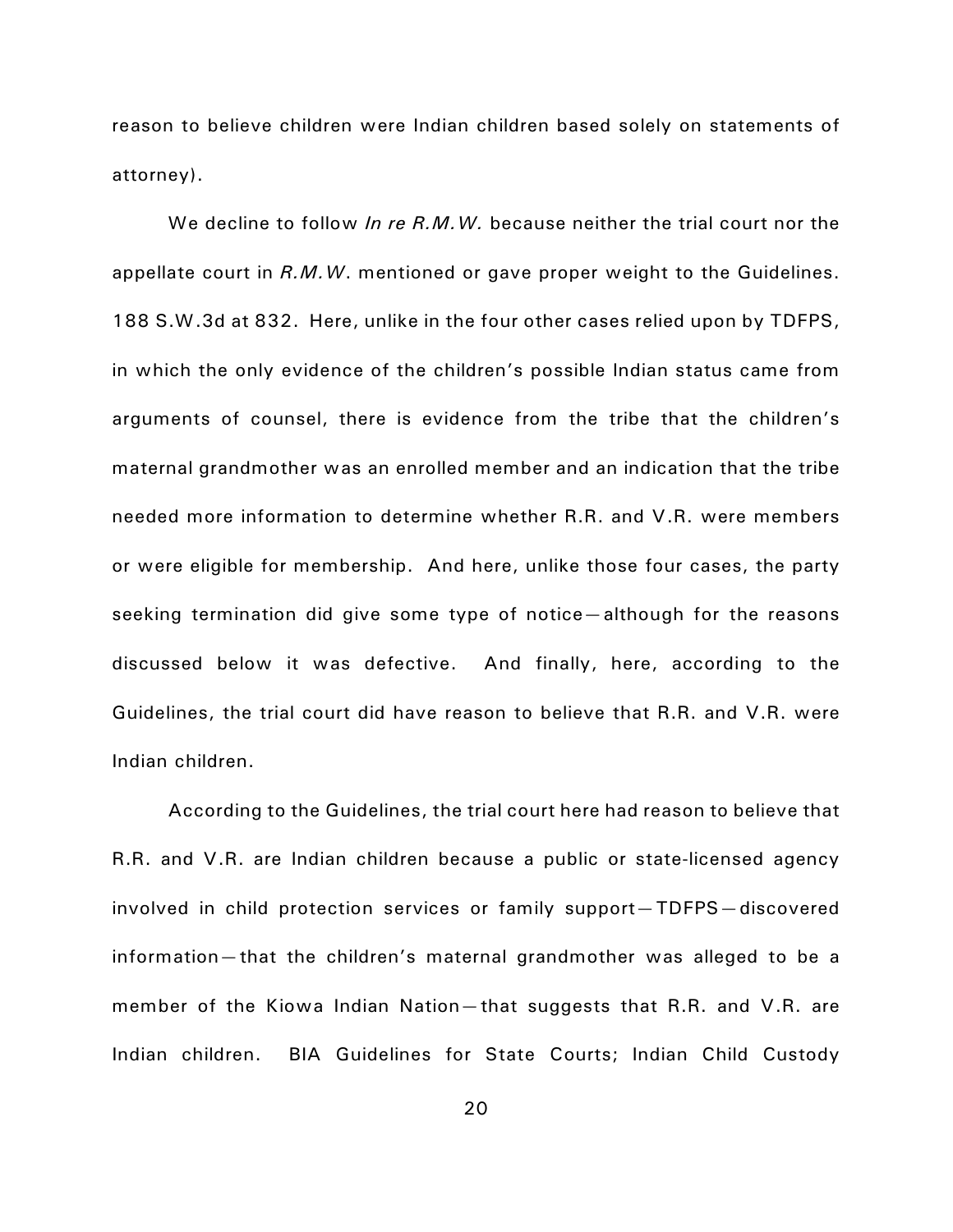reason to believe children were Indian children based solely on statements of attorney).

We decline to follow *In re R.M.W.* because neither the trial court nor the appellate court in *R.M.W*. mentioned or gave proper weight to the Guidelines. 188 S.W.3d at 832. Here, unlike in the four other cases relied upon by TDFPS, in which the only evidence of the children's possible Indian status came from arguments of counsel, there is evidence from the tribe that the children's maternal grandmother was an enrolled member and an indication that the tribe needed more information to determine whether R.R. and V.R. were members or were eligible for membership. And here, unlike those four cases, the party seeking termination did give some type of notice—although for the reasons discussed below it was defective. And finally, here, according to the Guidelines, the trial court did have reason to believe that R.R. and V.R. were Indian children.

According to the Guidelines, the trial court here had reason to believe that R.R. and V.R. are Indian children because a public or state-licensed agency involved in child protection services or family support—TDFPS—discovered information—that the children's maternal grandmother was alleged to be a member of the Kiowa Indian Nation—that suggests that R.R. and V.R. are Indian children. BIA Guidelines for State Courts; Indian Child Custody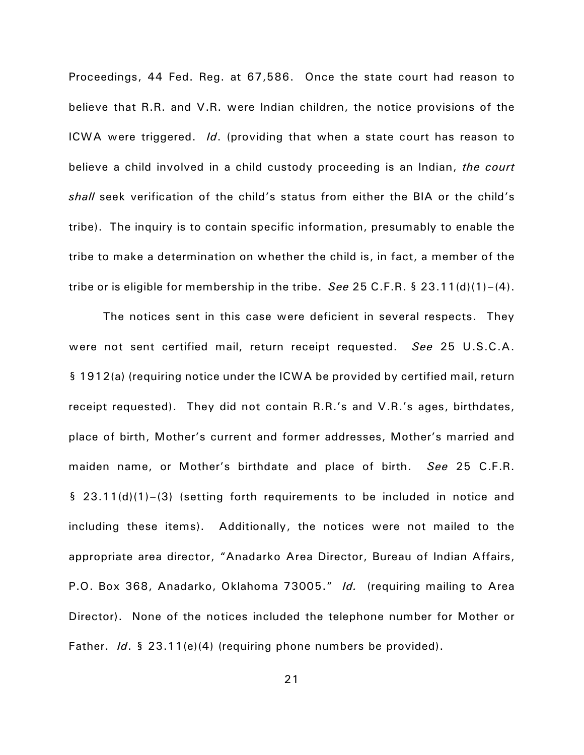Proceedings, 44 Fed. Reg. at 67,586. Once the state court had reason to believe that R.R. and V.R. were Indian children, the notice provisions of the ICWA were triggered. *Id*. (providing that when a state court has reason to believe a child involved in a child custody proceeding is an Indian, *the court shall* seek verification of the child's status from either the BIA or the child's tribe). The inquiry is to contain specific information, presumably to enable the tribe to make a determination on whether the child is, in fact, a member of the tribe or is eligible for membership in the tribe. *See* 25 C.F.R. § 23.11(d)(1)–(4).

The notices sent in this case were deficient in several respects. They were not sent certified mail, return receipt requested. *See* 25 U.S.C.A. § 1912(a) (requiring notice under the ICWA be provided by certified mail, return receipt requested). They did not contain R.R.'s and V.R.'s ages, birthdates, place of birth, Mother's current and former addresses, Mother's married and maiden name, or Mother's birthdate and place of birth. *See* 25 C.F.R. § 23.11(d)(1)–(3) (setting forth requirements to be included in notice and including these items). Additionally, the notices were not mailed to the appropriate area director, "Anadarko Area Director, Bureau of Indian Affairs, P.O. Box 368, Anadarko, Oklahoma 73005." *Id.* (requiring mailing to Area Director). None of the notices included the telephone number for Mother or Father. *Id*. § 23.11(e)(4) (requiring phone numbers be provided).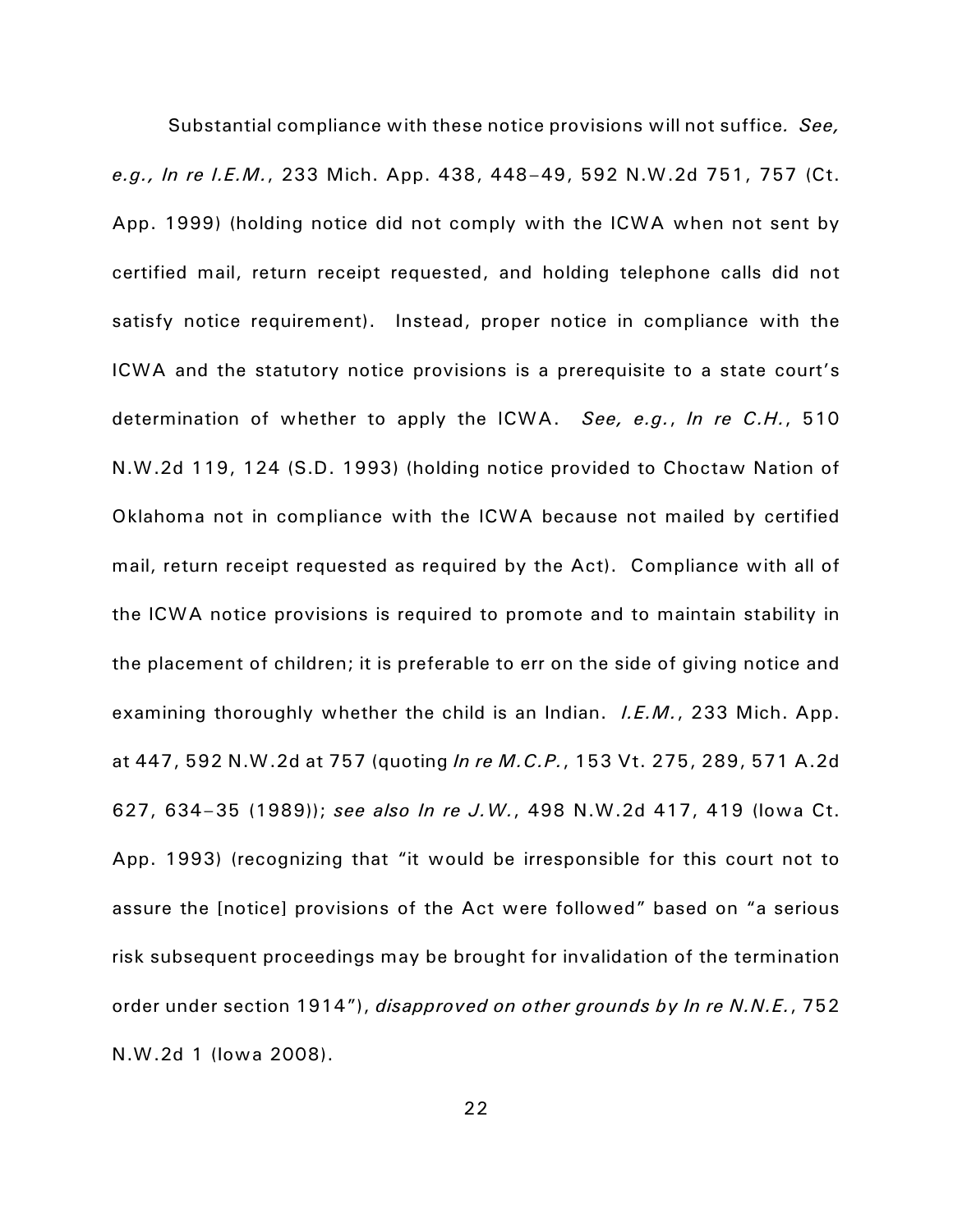Substantial compliance with these notice provisions will not suffice*. See, e.g., In re I.E.M.*, 233 Mich. App. 438, 448–49, 592 N.W.2d 751, 757 (Ct. App. 1999) (holding notice did not comply with the ICWA when not sent by certified mail, return receipt requested, and holding telephone calls did not satisfy notice requirement). Instead, proper notice in compliance with the ICWA and the statutory notice provisions is a prerequisite to a state court's determination of whether to apply the ICWA. *See, e.g.*, *In re C.H.*, 510 N.W.2d 119, 124 (S.D. 1993) (holding notice provided to Choctaw Nation of Oklahoma not in compliance with the ICWA because not mailed by certified mail, return receipt requested as required by the Act). Compliance with all of the ICWA notice provisions is required to promote and to maintain stability in the placement of children; it is preferable to err on the side of giving notice and examining thoroughly whether the child is an Indian. *I.E.M.*, 233 Mich. App. at 447, 592 N.W.2d at 757 (quoting *In re M.C.P.*, 153 Vt. 275, 289, 571 A.2d 627, 634–35 (1989)); *see also In re J.W.*, 498 N.W.2d 417, 419 (Iowa Ct. App. 1993) (recognizing that "it would be irresponsible for this court not to assure the [notice] provisions of the Act were followed" based on "a serious risk subsequent proceedings may be brought for invalidation of the termination order under section 1914"), *disapproved on other grounds by In re N.N.E.*, 752 N.W.2d 1 (Iowa 2008).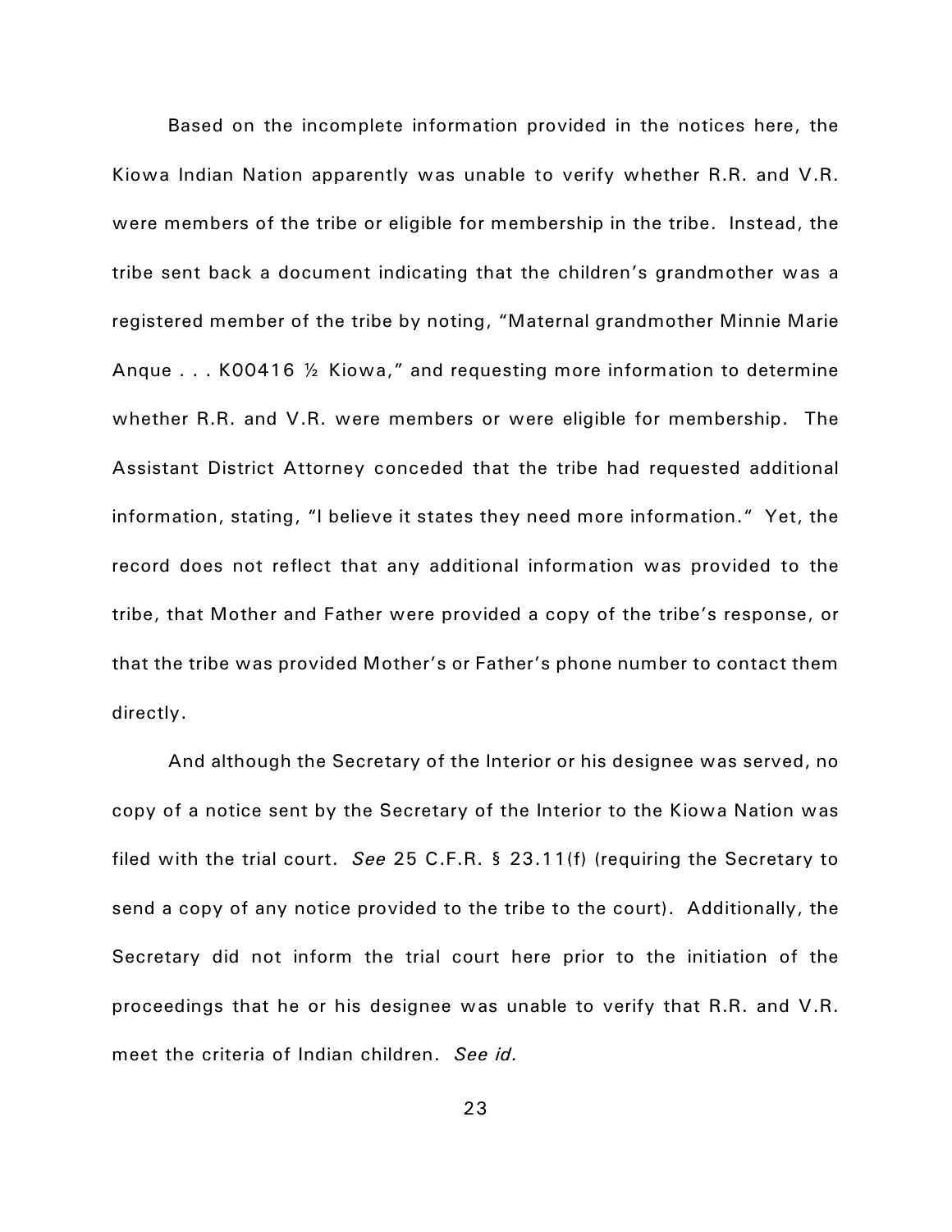Based on the incomplete information provided in the notices here, the Kiowa Indian Nation apparently was unable to verify whether R.R. and V.R. were members of the tribe or eligible for membership in the tribe. Instead, the tribe sent back a document indicating that the children's grandmother was a registered member of the tribe by noting, "Maternal grandmother Minnie Marie Anque . . . K00416 ½ Kiowa," and requesting more information to determine whether R.R. and V.R. were members or were eligible for membership. The Assistant District Attorney conceded that the tribe had requested additional information, stating, "I believe it states they need more information." Yet, the record does not reflect that any additional information was provided to the tribe, that Mother and Father were provided a copy of the tribe's response, or that the tribe was provided Mother's or Father's phone number to contact them directly.

And although the Secretary of the Interior or his designee was served, no copy of a notice sent by the Secretary of the Interior to the Kiowa Nation was filed with the trial court. *See* 25 C.F.R. § 23.11(f) (requiring the Secretary to send a copy of any notice provided to the tribe to the court). Additionally, the Secretary did not inform the trial court here prior to the initiation of the proceedings that he or his designee was unable to verify that R.R. and V.R. meet the criteria of Indian children. *See id.*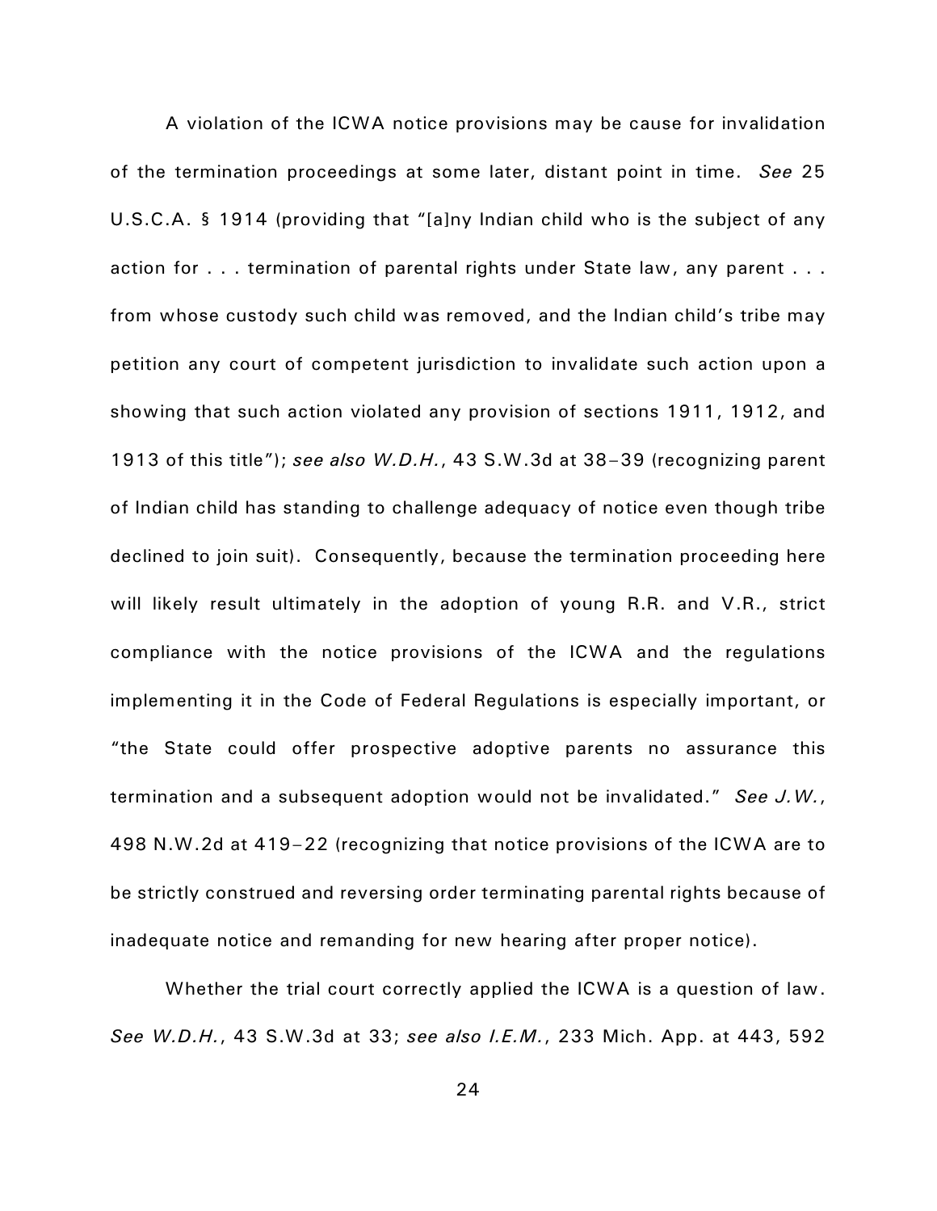A violation of the ICWA notice provisions may be cause for invalidation of the termination proceedings at some later, distant point in time. *See* 25 U.S.C.A. § 1914 (providing that "[a]ny Indian child who is the subject of any action for . . . termination of parental rights under State law, any parent . . . from whose custody such child was removed, and the Indian child's tribe may petition any court of competent jurisdiction to invalidate such action upon a showing that such action violated any provision of sections 1911, 1912, and 1913 of this title"); *see also W.D.H.*, 43 S.W.3d at 38–39 (recognizing parent of Indian child has standing to challenge adequacy of notice even though tribe declined to join suit). Consequently, because the termination proceeding here will likely result ultimately in the adoption of young R.R. and V.R., strict compliance with the notice provisions of the ICWA and the regulations implementing it in the Code of Federal Regulations is especially important, or "the State could offer prospective adoptive parents no assurance this termination and a subsequent adoption would not be invalidated." *See J.W.*, 498 N.W.2d at 419–22 (recognizing that notice provisions of the ICWA are to be strictly construed and reversing order terminating parental rights because of inadequate notice and remanding for new hearing after proper notice).

Whether the trial court correctly applied the ICWA is a question of law. *See W.D.H.*, 43 S.W.3d at 33; *see also I.E.M.*, 233 Mich. App. at 443, 592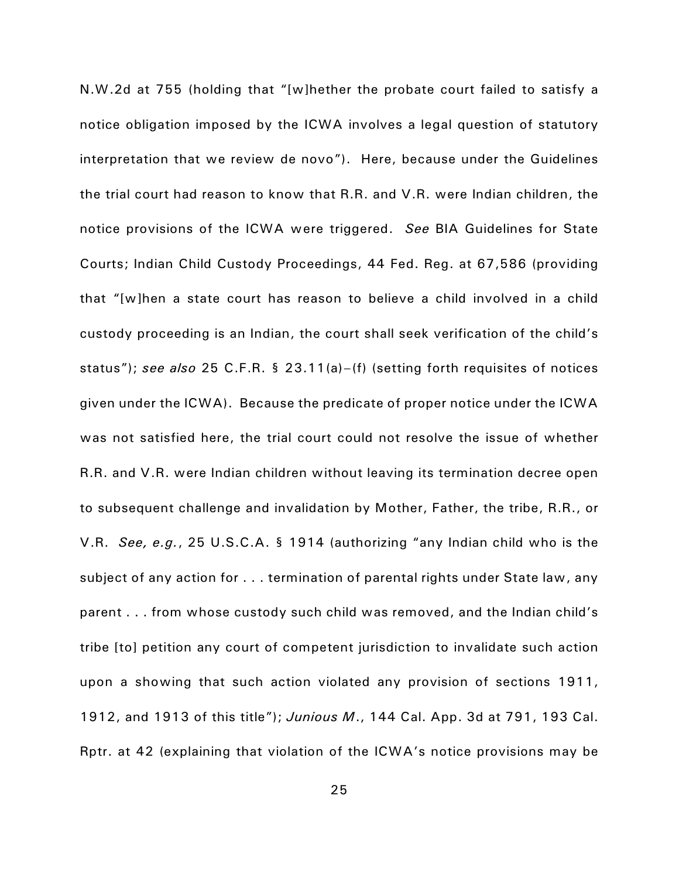N.W.2d at 755 (holding that "[w]hether the probate court failed to satisfy a notice obligation imposed by the ICWA involves a legal question of statutory interpretation that we review de novo"). Here, because under the Guidelines the trial court had reason to know that R.R. and V.R. were Indian children, the notice provisions of the ICWA were triggered. *See* BIA Guidelines for State Courts; Indian Child Custody Proceedings, 44 Fed. Reg. at 67,586 (providing that "[w]hen a state court has reason to believe a child involved in a child custody proceeding is an Indian, the court shall seek verification of the child's status"); *see also* 25 C.F.R. § 23.11(a)–(f) (setting forth requisites of notices given under the ICWA). Because the predicate of proper notice under the ICWA was not satisfied here, the trial court could not resolve the issue of whether R.R. and V.R. were Indian children without leaving its termination decree open to subsequent challenge and invalidation by Mother, Father, the tribe, R.R., or V.R. *See, e.g.*, 25 U.S.C.A. § 1914 (authorizing "any Indian child who is the subject of any action for . . . termination of parental rights under State law, any parent . . . from whose custody such child was removed, and the Indian child's tribe [to] petition any court of competent jurisdiction to invalidate such action upon a showing that such action violated any provision of sections 1911, 1912, and 1913 of this title"); *Junious M.*, 144 Cal. App. 3d at 791, 193 Cal. Rptr. at 42 (explaining that violation of the ICWA's notice provisions may be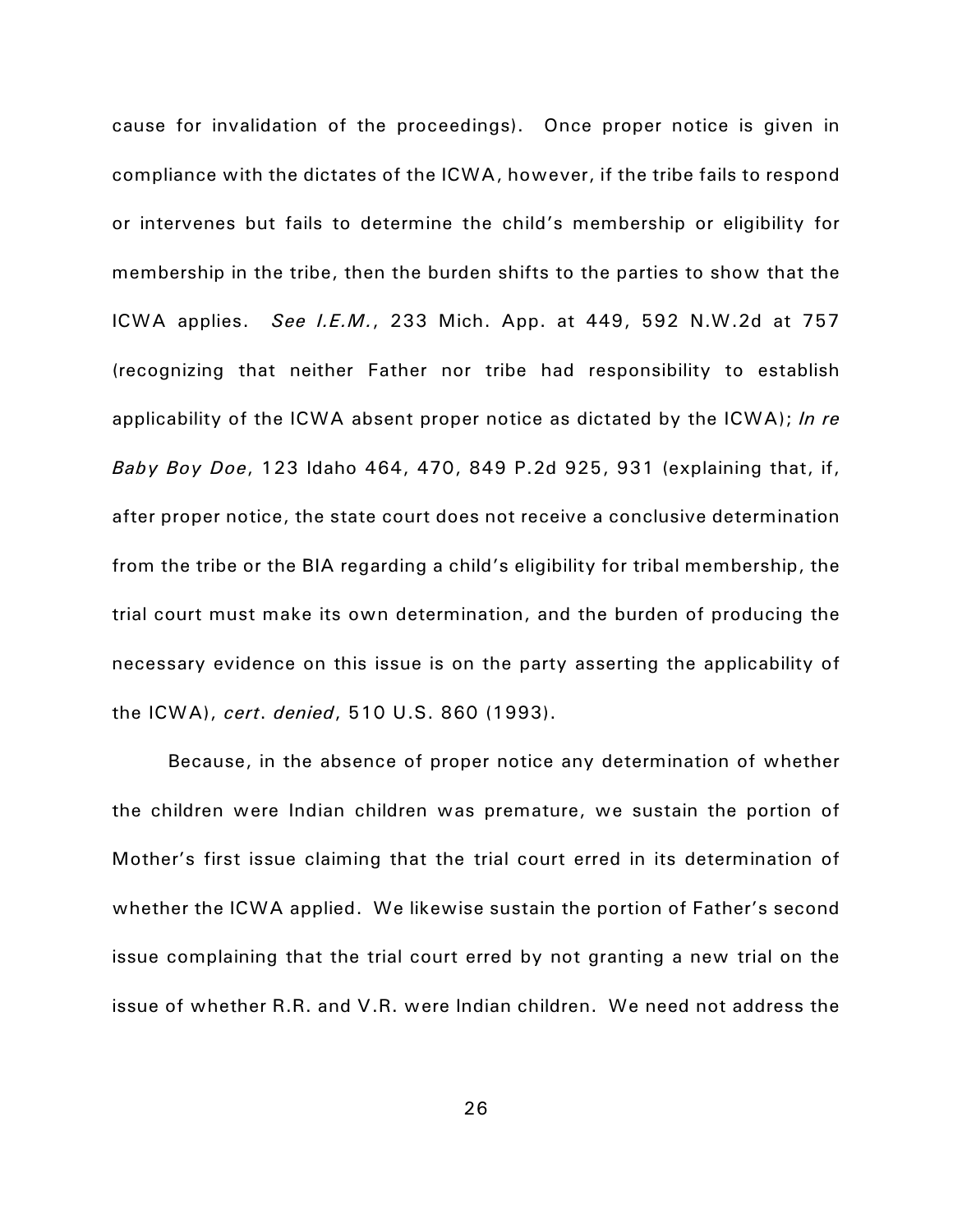cause for invalidation of the proceedings). Once proper notice is given in compliance with the dictates of the ICWA, however, if the tribe fails to respond or intervenes but fails to determine the child's membership or eligibility for membership in the tribe, then the burden shifts to the parties to show that the ICWA applies. *See I.E.M.*, 233 Mich. App. at 449, 592 N.W.2d at 757 (recognizing that neither Father nor tribe had responsibility to establish applicability of the ICWA absent proper notice as dictated by the ICWA); *In re Baby Boy Doe*, 123 Idaho 464, 470, 849 P.2d 925, 931 (explaining that, if, after proper notice, the state court does not receive a conclusive determination from the tribe or the BIA regarding a child's eligibility for tribal membership, the trial court must make its own determination, and the burden of producing the necessary evidence on this issue is on the party asserting the applicability of the ICWA), *cert. denied*, 510 U.S. 860 (1993).

Because, in the absence of proper notice any determination of whether the children were Indian children was premature, we sustain the portion of Mother's first issue claiming that the trial court erred in its determination of whether the ICWA applied. We likewise sustain the portion of Father's second issue complaining that the trial court erred by not granting a new trial on the issue of whether R.R. and V.R. were Indian children. We need not address the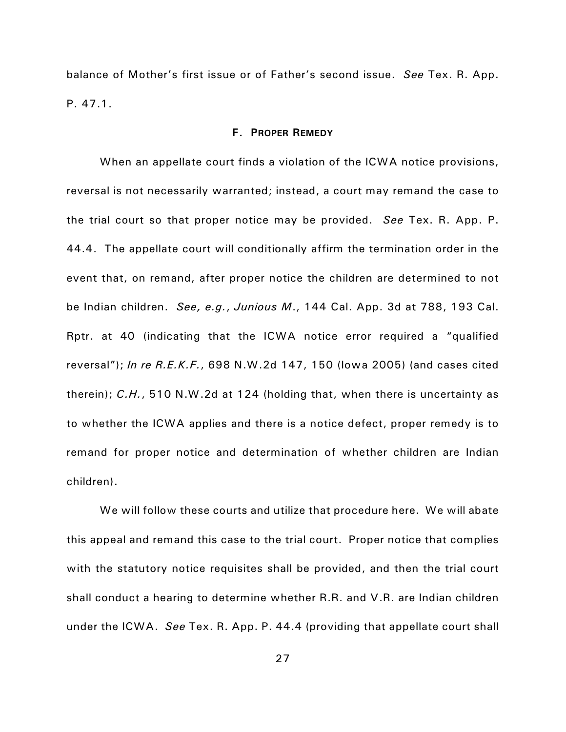balance of Mother's first issue or of Father's second issue. *See* Tex. R. App. P. 47.1.

### F. PROPER REMEDY

When an appellate court finds a violation of the ICWA notice provisions, reversal is not necessarily warranted; instead, a court may remand the case to the trial court so that proper notice may be provided. *See* Tex. R. App. P. 44.4. The appellate court will conditionally affirm the termination order in the event that, on remand, after proper notice the children are determined to not be Indian children. *See, e.g.*, *Junious M.*, 144 Cal. App. 3d at 788, 193 Cal. Rptr. at 40 (indicating that the ICWA notice error required a "qualified reversal"); *In re R.E.K.F.*, 698 N.W.2d 147, 150 (Iowa 2005) (and cases cited therein); *C.H.*, 510 N.W.2d at 124 (holding that, when there is uncertainty as to whether the ICWA applies and there is a notice defect, proper remedy is to remand for proper notice and determination of whether children are Indian children).

We will follow these courts and utilize that procedure here. We will abate this appeal and remand this case to the trial court. Proper notice that complies with the statutory notice requisites shall be provided, and then the trial court shall conduct a hearing to determine whether R.R. and V.R. are Indian children under the ICWA. *See* Tex. R. App. P. 44.4 (providing that appellate court shall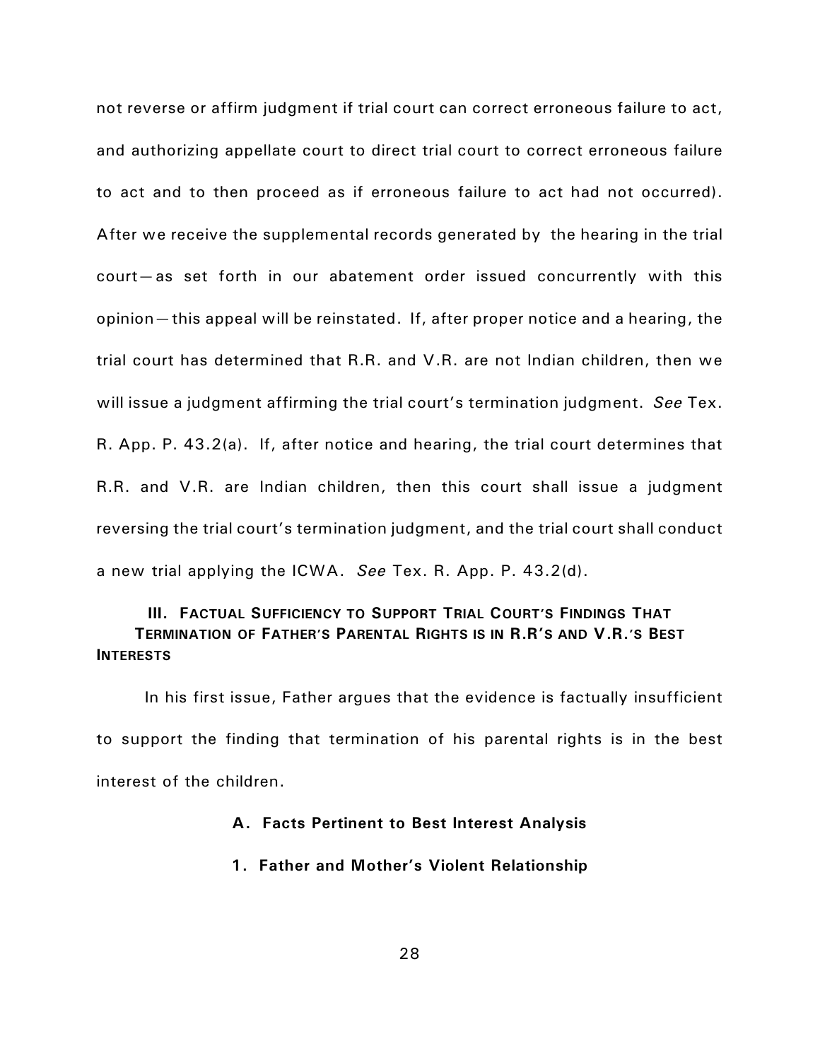not reverse or affirm judgment if trial court can correct erroneous failure to act, and authorizing appellate court to direct trial court to correct erroneous failure to act and to then proceed as if erroneous failure to act had not occurred). After we receive the supplemental records generated by the hearing in the trial court—as set forth in our abatement order issued concurrently with this opinion—this appeal will be reinstated. If, after proper notice and a hearing, the trial court has determined that R.R. and V.R. are not Indian children, then we will issue a judgment affirming the trial court's termination judgment. *See* Tex. R. App. P. 43.2(a). If, after notice and hearing, the trial court determines that R.R. and V.R. are Indian children, then this court shall issue a judgment reversing the trial court's termination judgment, and the trial court shall conduct a new trial applying the ICWA. *See* Tex. R. App. P. 43.2(d).

## III. Factual Sufficiency to Support Trial Court's Findings That Termination of Father's Parental Rights is in R.R's and V.R.'s Best Interests

In his first issue, Father argues that the evidence is factually insufficient to support the finding that termination of his parental rights is in the best interest of the children.

### A. Facts Pertinent to Best Interest Analysis

#### 1. Father and Mother's Violent Relationship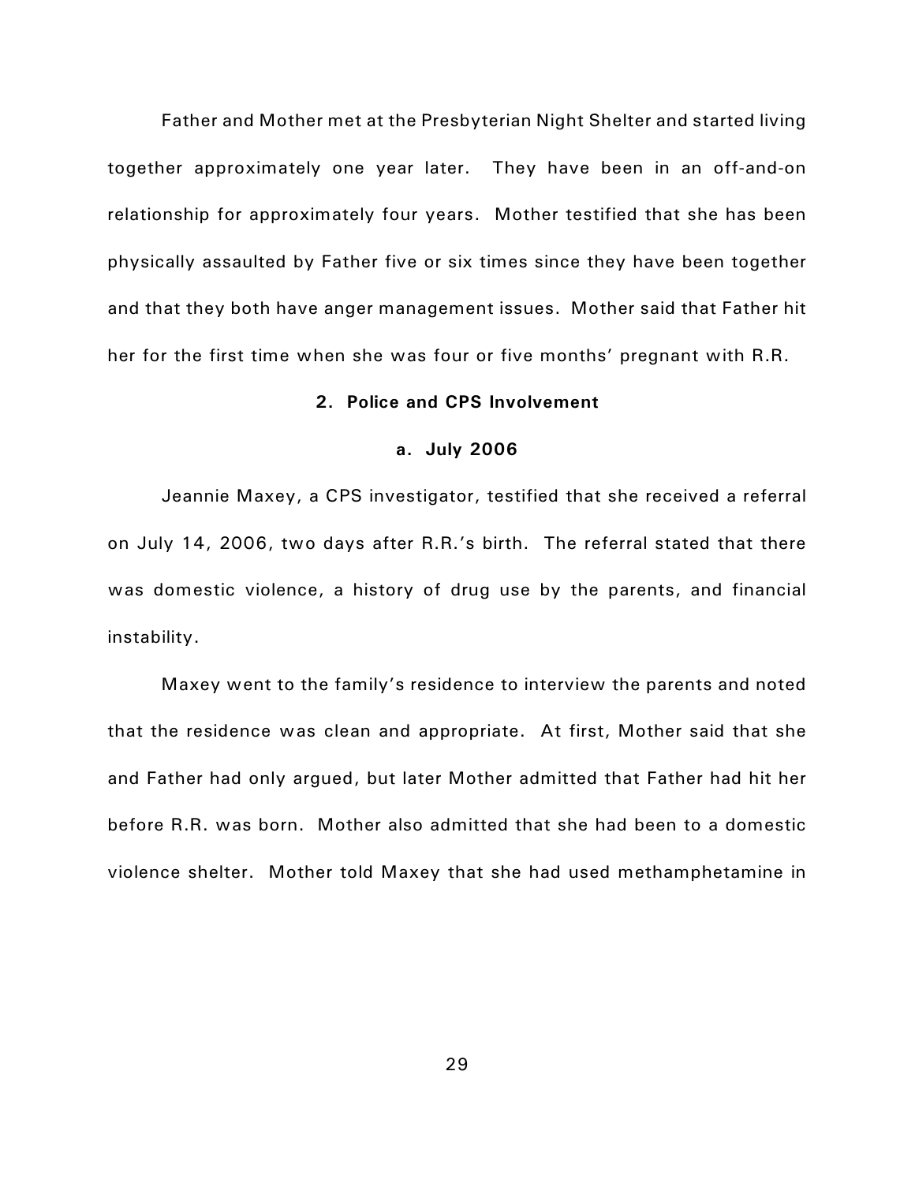Father and Mother met at the Presbyterian Night Shelter and started living together approximately one year later. They have been in an off-and-on relationship for approximately four years. Mother testified that she has been physically assaulted by Father five or six times since they have been together and that they both have anger management issues. Mother said that Father hit her for the first time when she was four or five months' pregnant with R.R.

**2. Police and CPS Involvement**

**a. July 2006**

Jeannie Maxey, a CPS investigator, testified that she received a referral on July 14, 2006, two days after R.R.'s birth. The referral stated that there was domestic violence, a history of drug use by the parents, and financial instability.

Maxey went to the family's residence to interview the parents and noted that the residence was clean and appropriate. At first, Mother said that she and Father had only argued, but later Mother admitted that Father had hit her before R.R. was born. Mother also admitted that she had been to a domestic violence shelter. Mother told Maxey that she had used methamphetamine in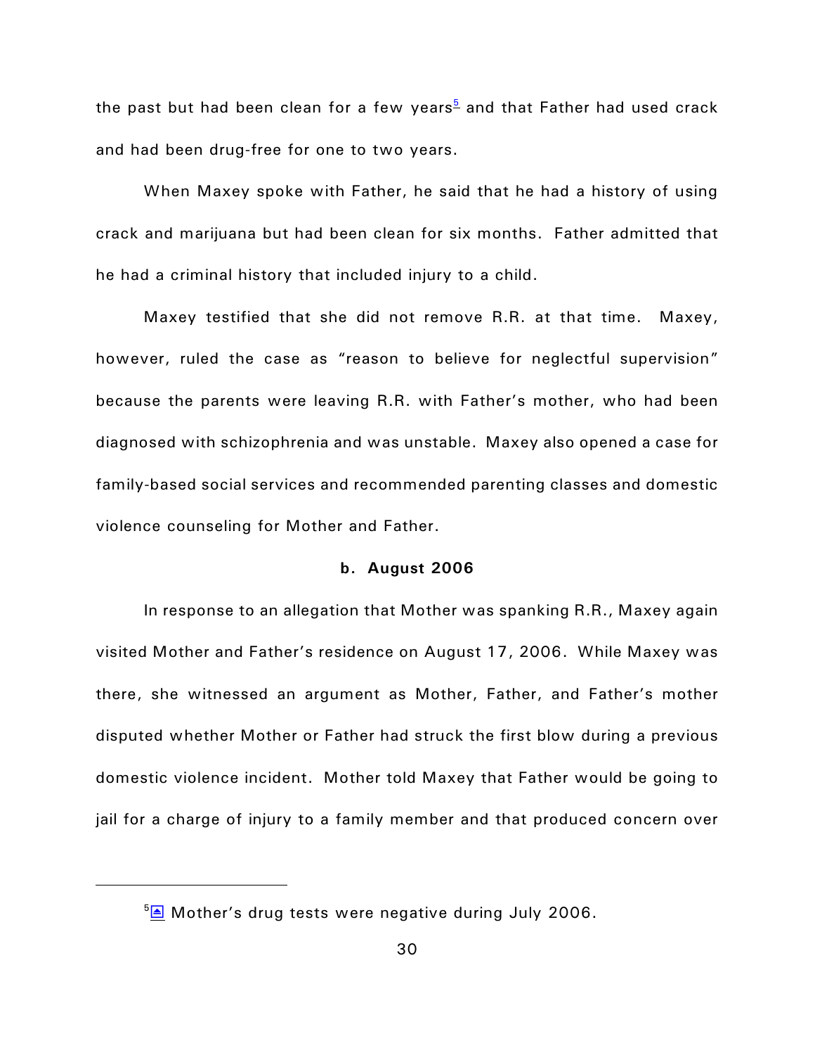the past but had been clean for a few years[5] and that Father had used crack and had been drug-free for one to two years.

When Maxey spoke with Father, he said that he had a history of using crack and marijuana but had been clean for six months. Father admitted that he had a criminal history that included injury to a child.

Maxey testified that she did not remove R.R. at that time. Maxey, however, ruled the case as "reason to believe for neglectful supervision" because the parents were leaving R.R. with Father's mother, who had been diagnosed with schizophrenia and was unstable. Maxey also opened a case for family-based social services and recommended parenting classes and domestic violence counseling for Mother and Father.

**b. August 2006**

In response to an allegation that Mother was spanking R.R., Maxey again visited Mother and Father's residence on August 17, 2006. While Maxey was there, she witnessed an argument as Mother, Father, and Father's mother disputed whether Mother or Father had struck the first blow during a previous domestic violence incident. Mother told Maxey that Father would be going to jail for a charge of injury to a family member and that produced concern over

---

[5] Mother's drug tests were negative during July 2006.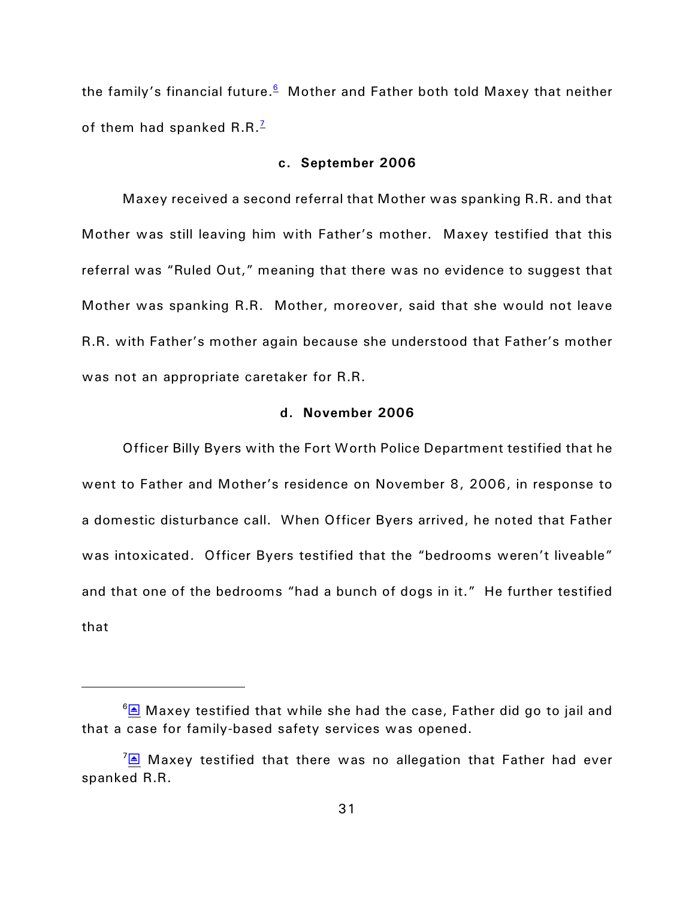the family's financial future.[6] Mother and Father both told Maxey that neither of them had spanked R.R.[7]

**c. September 2006**

Maxey received a second referral that Mother was spanking R.R. and that Mother was still leaving him with Father's mother. Maxey testified that this referral was "Ruled Out," meaning that there was no evidence to suggest that Mother was spanking R.R. Mother, moreover, said that she would not leave R.R. with Father's mother again because she understood that Father's mother was not an appropriate caretaker for R.R.

**d. November 2006**

Officer Billy Byers with the Fort Worth Police Department testified that he went to Father and Mother's residence on November 8, 2006, in response to a domestic disturbance call. When Officer Byers arrived, he noted that Father was intoxicated. Officer Byers testified that the "bedrooms weren't liveable" and that one of the bedrooms "had a bunch of dogs in it." He further testified that

---

[6] Maxey testified that while she had the case, Father did go to jail and that a case for family-based safety services was opened.

[7] Maxey testified that there was no allegation that Father had ever spanked R.R.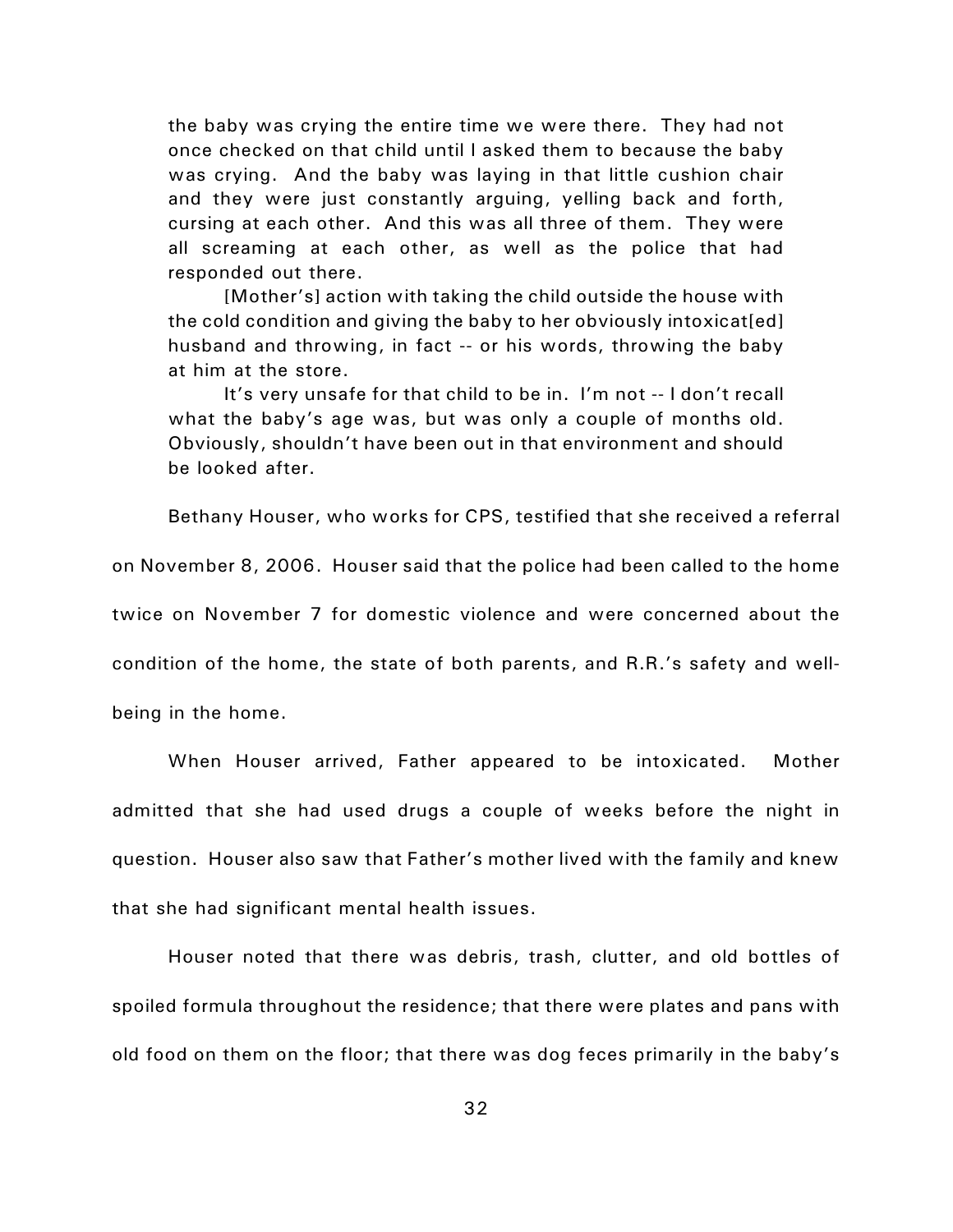> the baby was crying the entire time we were there. They had not once checked on that child until I asked them to because the baby was crying. And the baby was laying in that little cushion chair and they were just constantly arguing, yelling back and forth, cursing at each other. And this was all three of them. They were all screaming at each other, as well as the police that had responded out there.
>
> [Mother's] action with taking the child outside the house with the cold condition and giving the baby to her obviously intoxicat[ed] husband and throwing, in fact -- or his words, throwing the baby at him at the store.
>
> It's very unsafe for that child to be in. I'm not -- I don't recall what the baby's age was, but was only a couple of months old. Obviously, shouldn't have been out in that environment and should be looked after.

Bethany Houser, who works for CPS, testified that she received a referral on November 8, 2006. Houser said that the police had been called to the home twice on November 7 for domestic violence and were concerned about the condition of the home, the state of both parents, and R.R.'s safety and well-being in the home.

When Houser arrived, Father appeared to be intoxicated. Mother admitted that she had used drugs a couple of weeks before the night in question. Houser also saw that Father's mother lived with the family and knew that she had significant mental health issues.

Houser noted that there was debris, trash, clutter, and old bottles of spoiled formula throughout the residence; that there were plates and pans with old food on them on the floor; that there was dog feces primarily in the baby's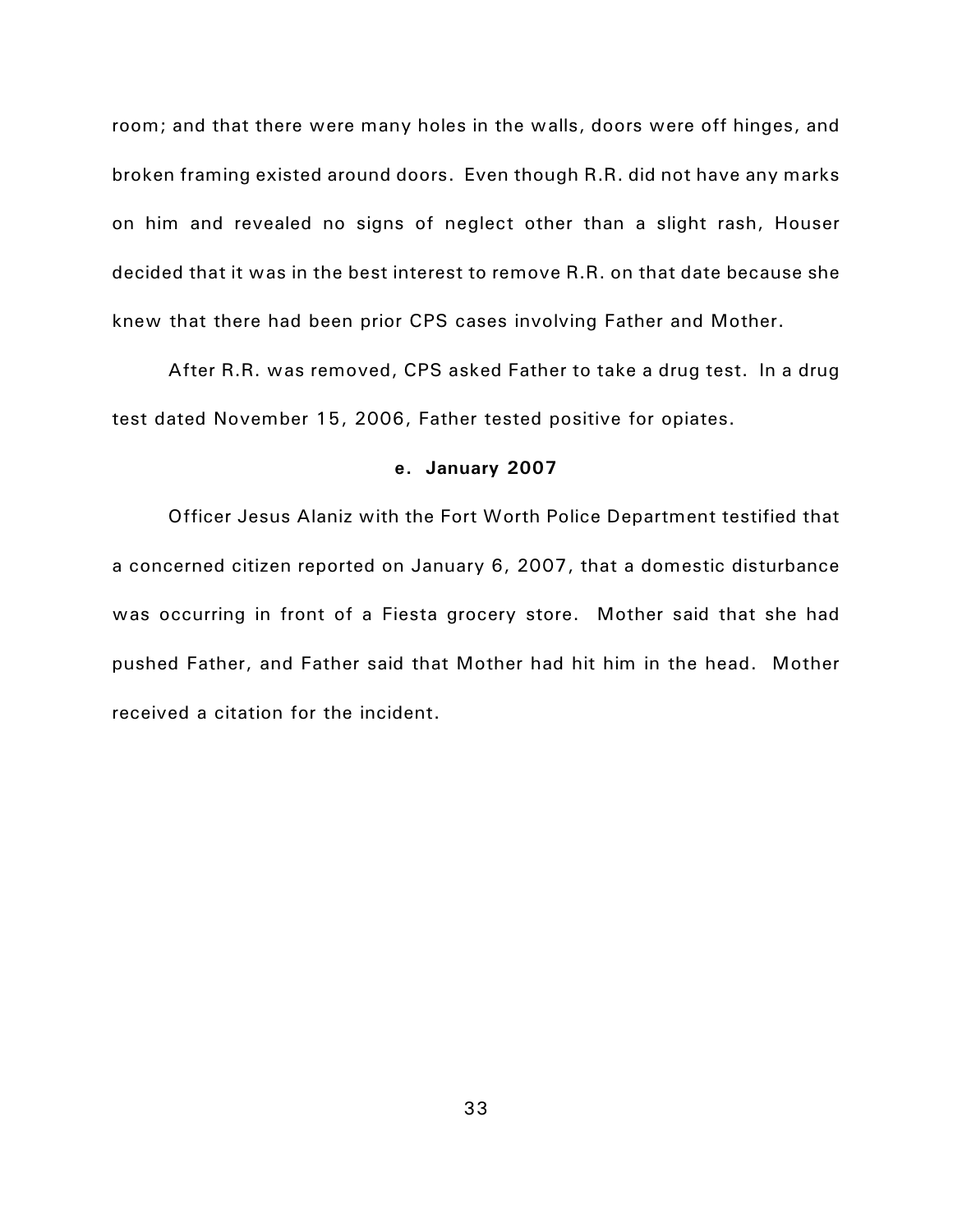room; and that there were many holes in the walls, doors were off hinges, and broken framing existed around doors. Even though R.R. did not have any marks on him and revealed no signs of neglect other than a slight rash, Houser decided that it was in the best interest to remove R.R. on that date because she knew that there had been prior CPS cases involving Father and Mother.

After R.R. was removed, CPS asked Father to take a drug test. In a drug test dated November 15, 2006, Father tested positive for opiates.

**e. January 2007**

Officer Jesus Alaniz with the Fort Worth Police Department testified that a concerned citizen reported on January 6, 2007, that a domestic disturbance was occurring in front of a Fiesta grocery store. Mother said that she had pushed Father, and Father said that Mother had hit him in the head. Mother received a citation for the incident.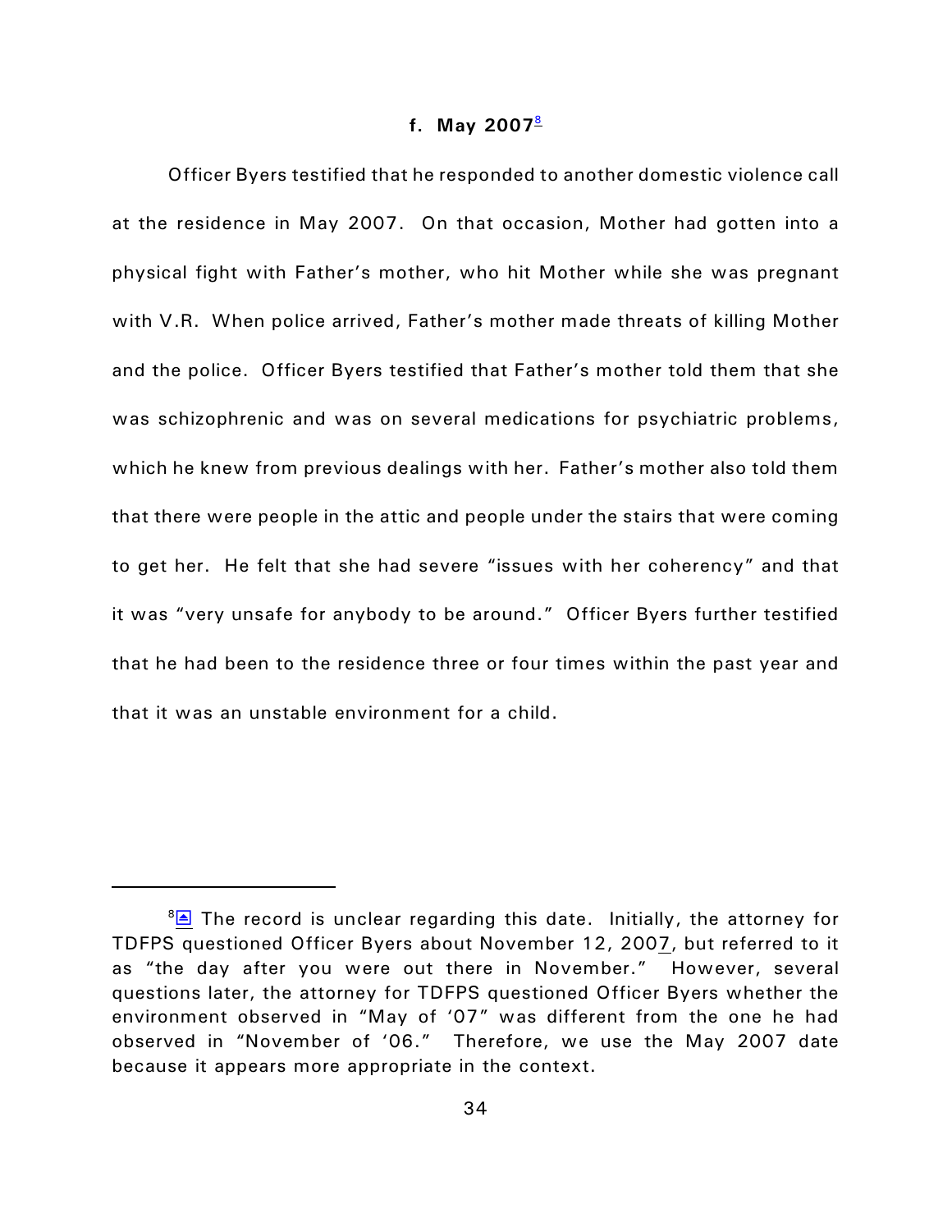#### f. May 2007[8]

Officer Byers testified that he responded to another domestic violence call at the residence in May 2007. On that occasion, Mother had gotten into a physical fight with Father's mother, who hit Mother while she was pregnant with V.R. When police arrived, Father's mother made threats of killing Mother and the police. Officer Byers testified that Father's mother told them that she was schizophrenic and was on several medications for psychiatric problems, which he knew from previous dealings with her. Father's mother also told them that there were people in the attic and people under the stairs that were coming to get her. He felt that she had severe "issues with her coherency" and that it was "very unsafe for anybody to be around." Officer Byers further testified that he had been to the residence three or four times within the past year and that it was an unstable environment for a child.

---

[8] The record is unclear regarding this date. Initially, the attorney for TDFPS questioned Officer Byers about November 12, 2007, but referred to it as "the day after you were out there in November." However, several questions later, the attorney for TDFPS questioned Officer Byers whether the environment observed in "May of '07" was different from the one he had observed in "November of '06." Therefore, we use the May 2007 date because it appears more appropriate in the context.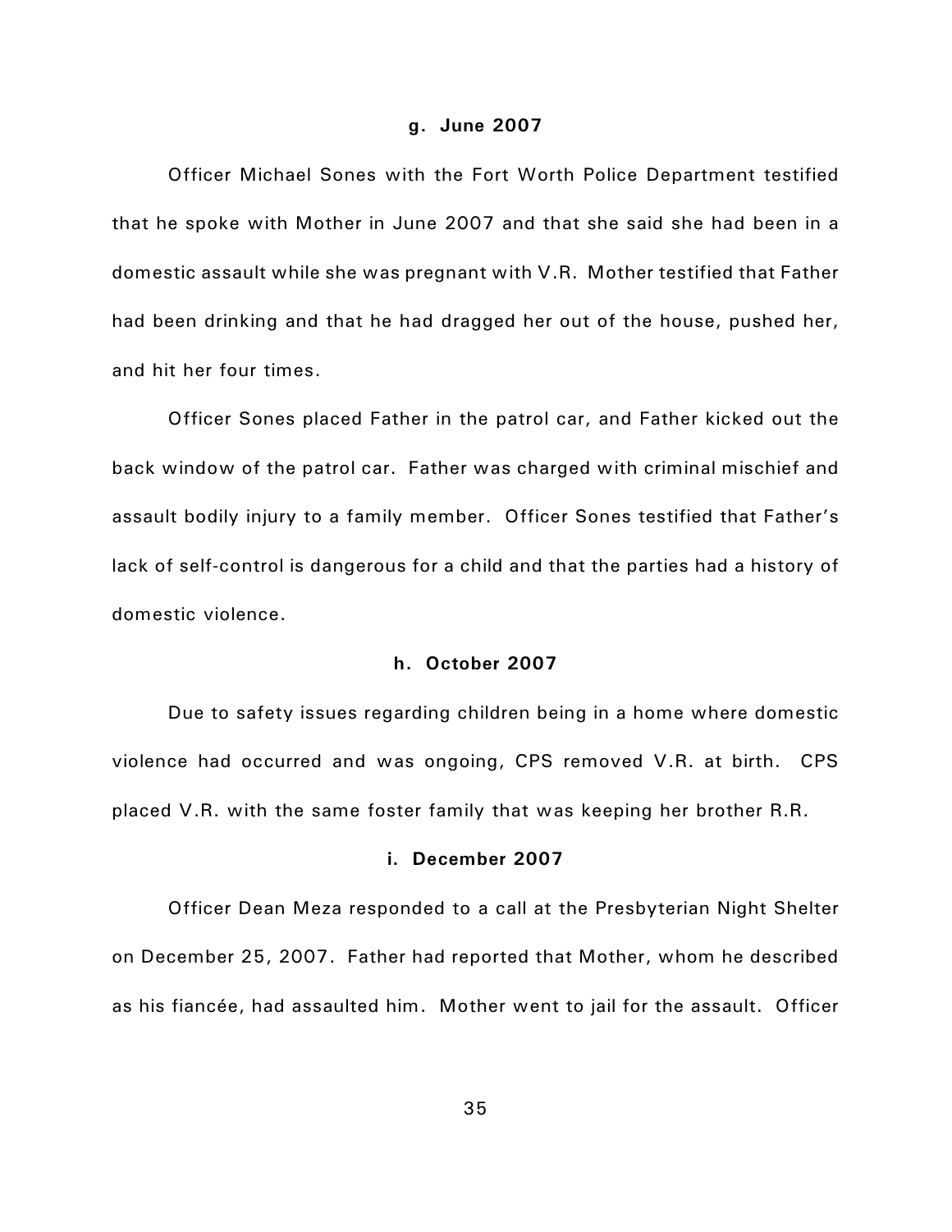#### g. June 2007

Officer Michael Sones with the Fort Worth Police Department testified that he spoke with Mother in June 2007 and that she said she had been in a domestic assault while she was pregnant with V.R. Mother testified that Father had been drinking and that he had dragged her out of the house, pushed her, and hit her four times.

Officer Sones placed Father in the patrol car, and Father kicked out the back window of the patrol car. Father was charged with criminal mischief and assault bodily injury to a family member. Officer Sones testified that Father's lack of self-control is dangerous for a child and that the parties had a history of domestic violence.

#### h. October 2007

Due to safety issues regarding children being in a home where domestic violence had occurred and was ongoing, CPS removed V.R. at birth. CPS placed V.R. with the same foster family that was keeping her brother R.R.

#### i. December 2007

Officer Dean Meza responded to a call at the Presbyterian Night Shelter on December 25, 2007. Father had reported that Mother, whom he described as his fiancée, had assaulted him. Mother went to jail for the assault. Officer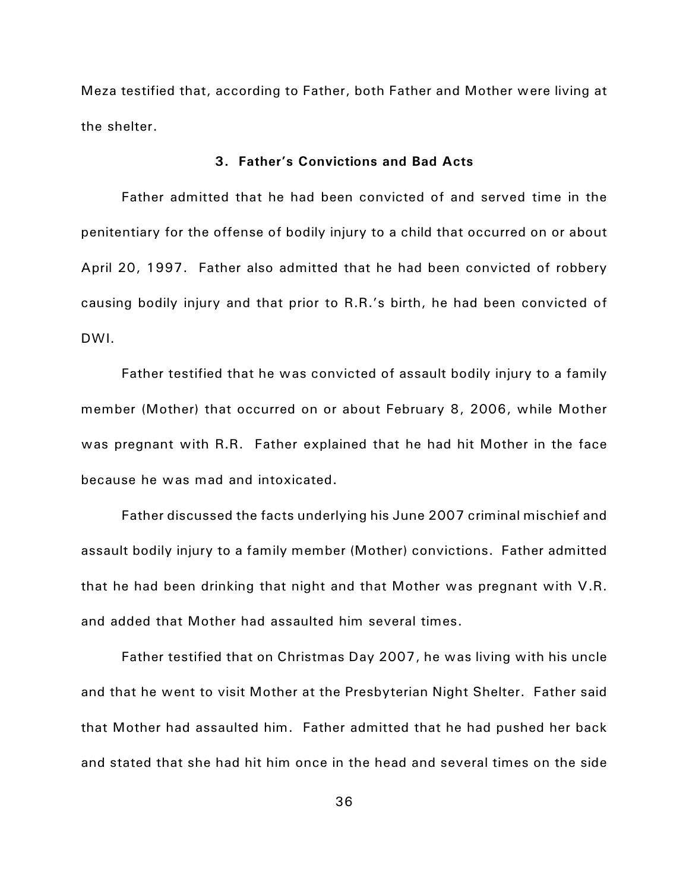Meza testified that, according to Father, both Father and Mother were living at the shelter.

### 3. Father's Convictions and Bad Acts

Father admitted that he had been convicted of and served time in the penitentiary for the offense of bodily injury to a child that occurred on or about April 20, 1997. Father also admitted that he had been convicted of robbery causing bodily injury and that prior to R.R.'s birth, he had been convicted of DWI.

Father testified that he was convicted of assault bodily injury to a family member (Mother) that occurred on or about February 8, 2006, while Mother was pregnant with R.R. Father explained that he had hit Mother in the face because he was mad and intoxicated.

Father discussed the facts underlying his June 2007 criminal mischief and assault bodily injury to a family member (Mother) convictions. Father admitted that he had been drinking that night and that Mother was pregnant with V.R. and added that Mother had assaulted him several times.

Father testified that on Christmas Day 2007, he was living with his uncle and that he went to visit Mother at the Presbyterian Night Shelter. Father said that Mother had assaulted him. Father admitted that he had pushed her back and stated that she had hit him once in the head and several times on the side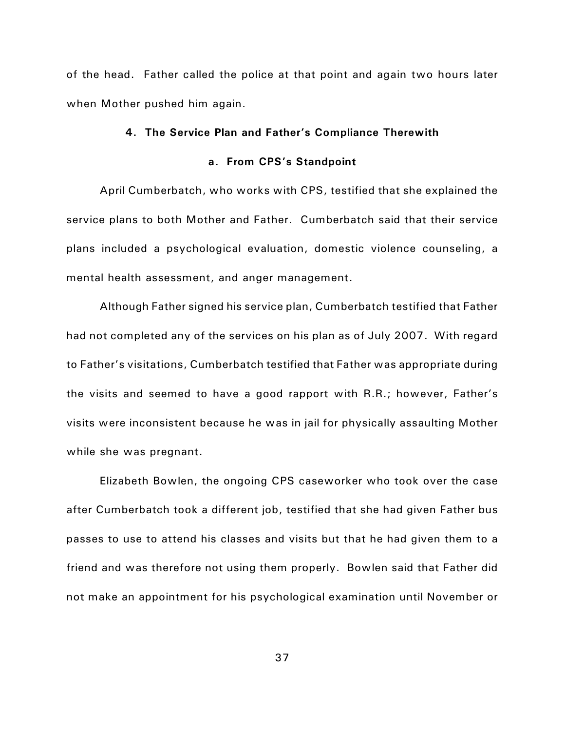of the head. Father called the police at that point and again two hours later when Mother pushed him again.

### 4. The Service Plan and Father's Compliance Therewith

#### a. From CPS's Standpoint

April Cumberbatch, who works with CPS, testified that she explained the service plans to both Mother and Father. Cumberbatch said that their service plans included a psychological evaluation, domestic violence counseling, a mental health assessment, and anger management.

Although Father signed his service plan, Cumberbatch testified that Father had not completed any of the services on his plan as of July 2007. With regard to Father's visitations, Cumberbatch testified that Father was appropriate during the visits and seemed to have a good rapport with R.R.; however, Father's visits were inconsistent because he was in jail for physically assaulting Mother while she was pregnant.

Elizabeth Bowlen, the ongoing CPS caseworker who took over the case after Cumberbatch took a different job, testified that she had given Father bus passes to use to attend his classes and visits but that he had given them to a friend and was therefore not using them properly. Bowlen said that Father did not make an appointment for his psychological examination until November or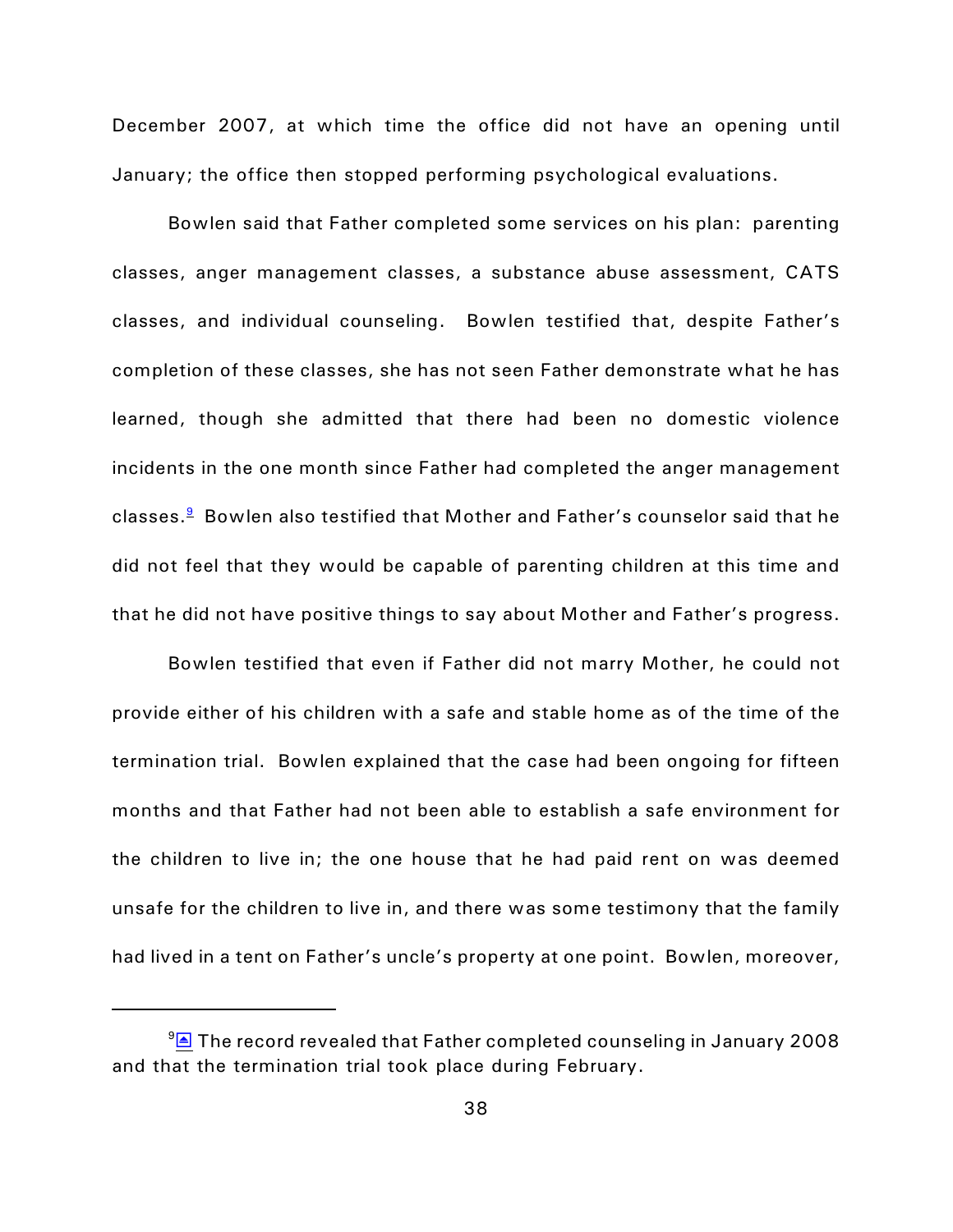December 2007, at which time the office did not have an opening until January; the office then stopped performing psychological evaluations.

Bowlen said that Father completed some services on his plan: parenting classes, anger management classes, a substance abuse assessment, CATS classes, and individual counseling. Bowlen testified that, despite Father's completion of these classes, she has not seen Father demonstrate what he has learned, though she admitted that there had been no domestic violence incidents in the one month since Father had completed the anger management classes.[9] Bowlen also testified that Mother and Father's counselor said that he did not feel that they would be capable of parenting children at this time and that he did not have positive things to say about Mother and Father's progress.

Bowlen testified that even if Father did not marry Mother, he could not provide either of his children with a safe and stable home as of the time of the termination trial. Bowlen explained that the case had been ongoing for fifteen months and that Father had not been able to establish a safe environment for the children to live in; the one house that he had paid rent on was deemed unsafe for the children to live in, and there was some testimony that the family had lived in a tent on Father's uncle's property at one point. Bowlen, moreover,

---

[9] The record revealed that Father completed counseling in January 2008 and that the termination trial took place during February.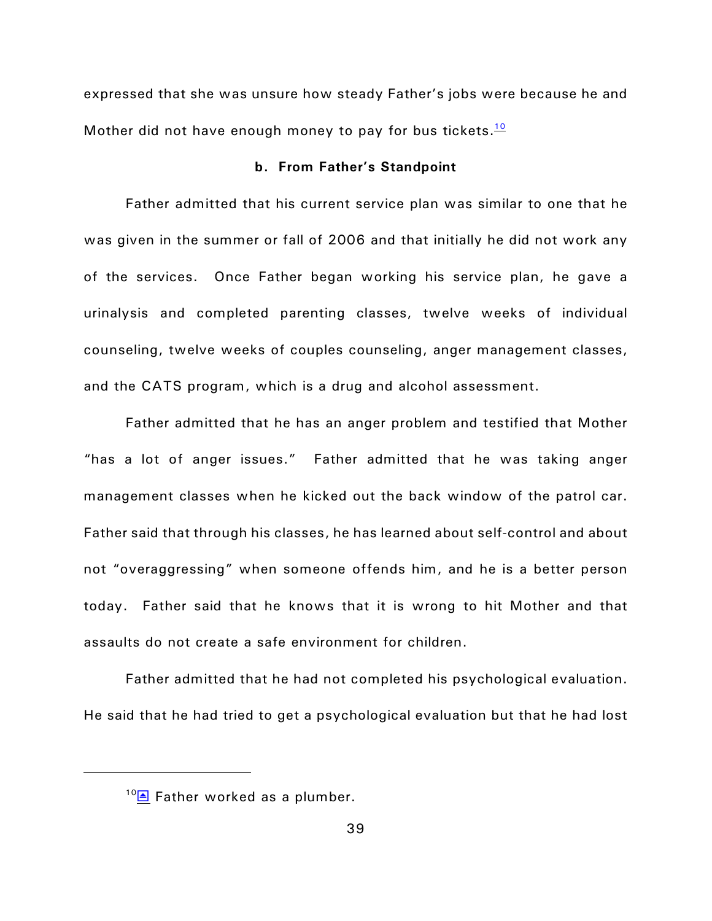expressed that she was unsure how steady Father's jobs were because he and Mother did not have enough money to pay for bus tickets.[10]

**b. From Father's Standpoint**

Father admitted that his current service plan was similar to one that he was given in the summer or fall of 2006 and that initially he did not work any of the services. Once Father began working his service plan, he gave a urinalysis and completed parenting classes, twelve weeks of individual counseling, twelve weeks of couples counseling, anger management classes, and the CATS program, which is a drug and alcohol assessment.

Father admitted that he has an anger problem and testified that Mother "has a lot of anger issues." Father admitted that he was taking anger management classes when he kicked out the back window of the patrol car. Father said that through his classes, he has learned about self-control and about not "overaggressing" when someone offends him, and he is a better person today. Father said that he knows that it is wrong to hit Mother and that assaults do not create a safe environment for children.

Father admitted that he had not completed his psychological evaluation. He said that he had tried to get a psychological evaluation but that he had lost

---

[10] Father worked as a plumber.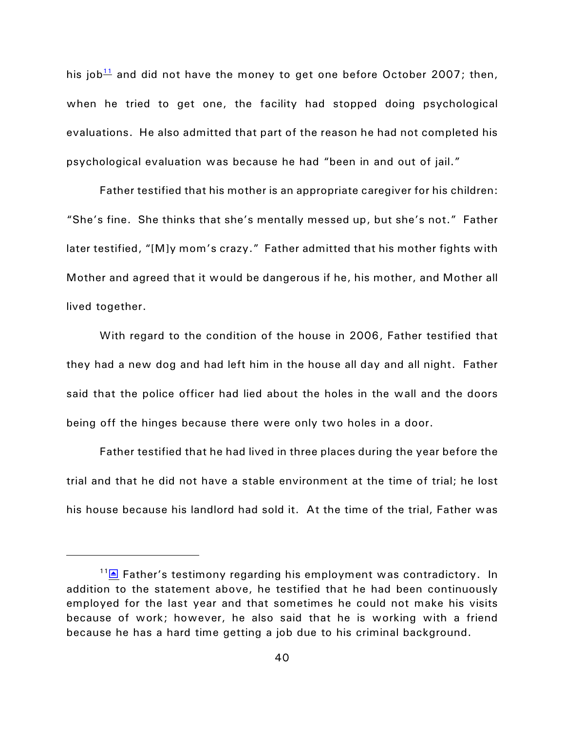his job[11] and did not have the money to get one before October 2007; then, when he tried to get one, the facility had stopped doing psychological evaluations. He also admitted that part of the reason he had not completed his psychological evaluation was because he had "been in and out of jail."

Father testified that his mother is an appropriate caregiver for his children: "She's fine. She thinks that she's mentally messed up, but she's not." Father later testified, "[M]y mom's crazy." Father admitted that his mother fights with Mother and agreed that it would be dangerous if he, his mother, and Mother all lived together.

With regard to the condition of the house in 2006, Father testified that they had a new dog and had left him in the house all day and all night. Father said that the police officer had lied about the holes in the wall and the doors being off the hinges because there were only two holes in a door.

Father testified that he had lived in three places during the year before the trial and that he did not have a stable environment at the time of trial; he lost his house because his landlord had sold it. At the time of the trial, Father was

---

[11] Father's testimony regarding his employment was contradictory. In addition to the statement above, he testified that he had been continuously employed for the last year and that sometimes he could not make his visits because of work; however, he also said that he is working with a friend because he has a hard time getting a job due to his criminal background.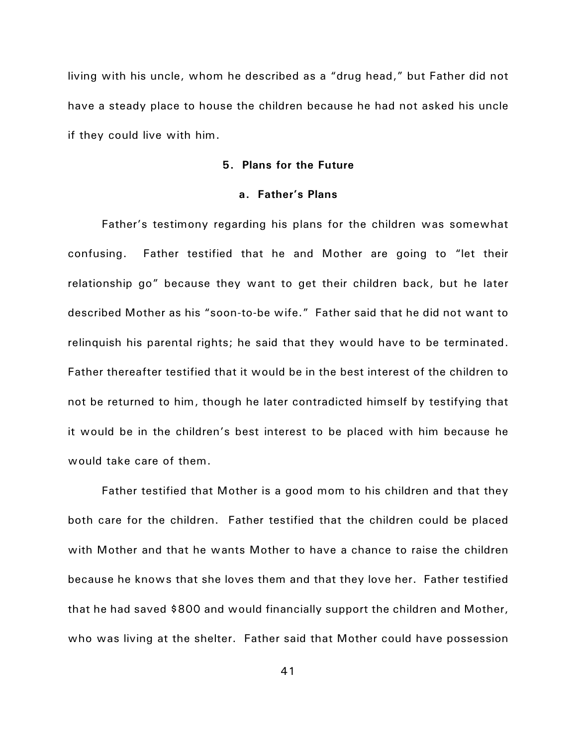living with his uncle, whom he described as a "drug head," but Father did not have a steady place to house the children because he had not asked his uncle if they could live with him.

### 5. Plans for the Future

#### a. Father's Plans

Father's testimony regarding his plans for the children was somewhat confusing. Father testified that he and Mother are going to "let their relationship go" because they want to get their children back, but he later described Mother as his "soon-to-be wife." Father said that he did not want to relinquish his parental rights; he said that they would have to be terminated. Father thereafter testified that it would be in the best interest of the children to not be returned to him, though he later contradicted himself by testifying that it would be in the children's best interest to be placed with him because he would take care of them.

Father testified that Mother is a good mom to his children and that they both care for the children. Father testified that the children could be placed with Mother and that he wants Mother to have a chance to raise the children because he knows that she loves them and that they love her. Father testified that he had saved $800 and would financially support the children and Mother, who was living at the shelter. Father said that Mother could have possession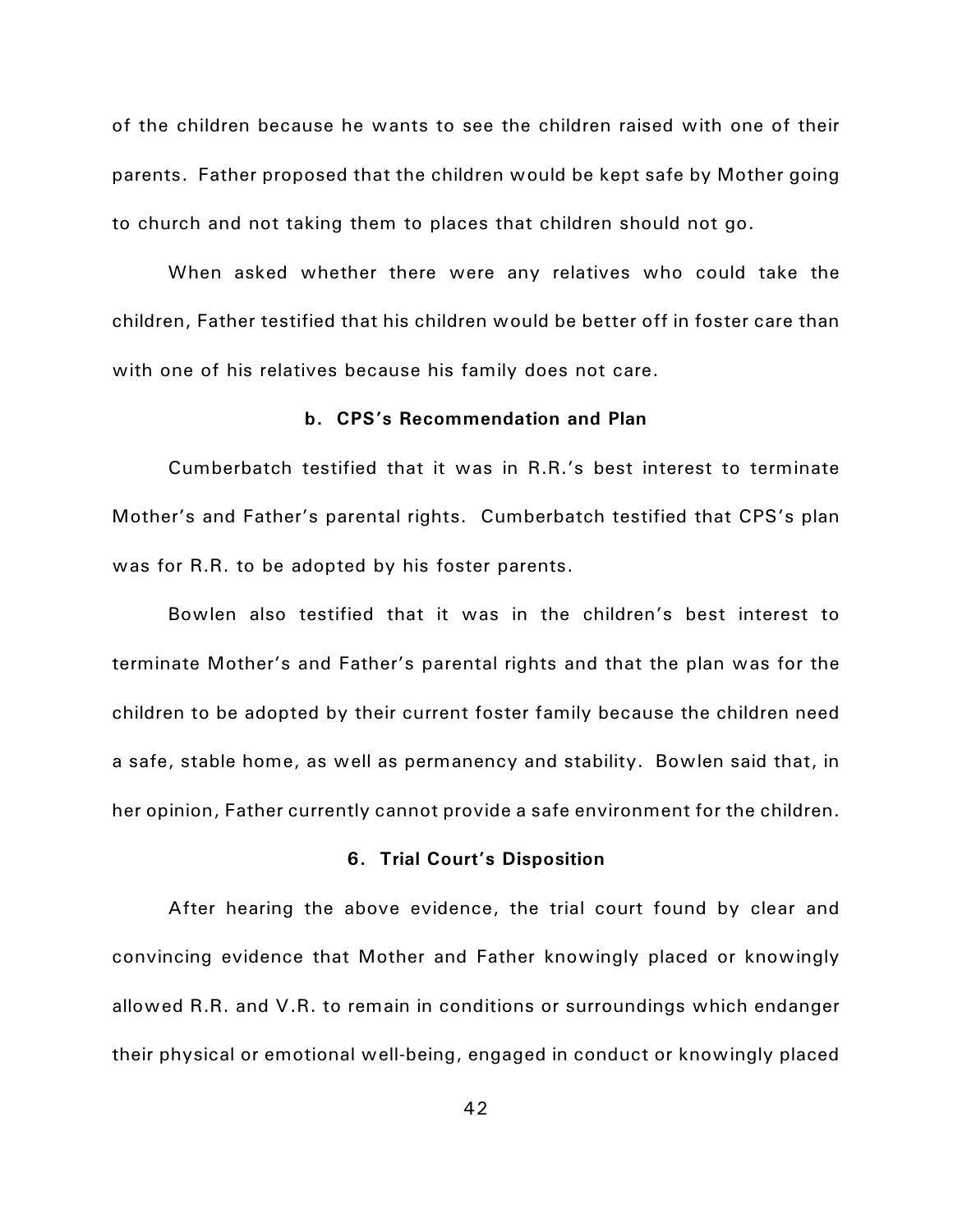of the children because he wants to see the children raised with one of their parents. Father proposed that the children would be kept safe by Mother going to church and not taking them to places that children should not go.

When asked whether there were any relatives who could take the children, Father testified that his children would be better off in foster care than with one of his relatives because his family does not care.

#### b. CPS's Recommendation and Plan

Cumberbatch testified that it was in R.R.'s best interest to terminate Mother's and Father's parental rights. Cumberbatch testified that CPS's plan was for R.R. to be adopted by his foster parents.

Bowlen also testified that it was in the children's best interest to terminate Mother's and Father's parental rights and that the plan was for the children to be adopted by their current foster family because the children need a safe, stable home, as well as permanency and stability. Bowlen said that, in her opinion, Father currently cannot provide a safe environment for the children.

### 6. Trial Court's Disposition

After hearing the above evidence, the trial court found by clear and convincing evidence that Mother and Father knowingly placed or knowingly allowed R.R. and V.R. to remain in conditions or surroundings which endanger their physical or emotional well-being, engaged in conduct or knowingly placed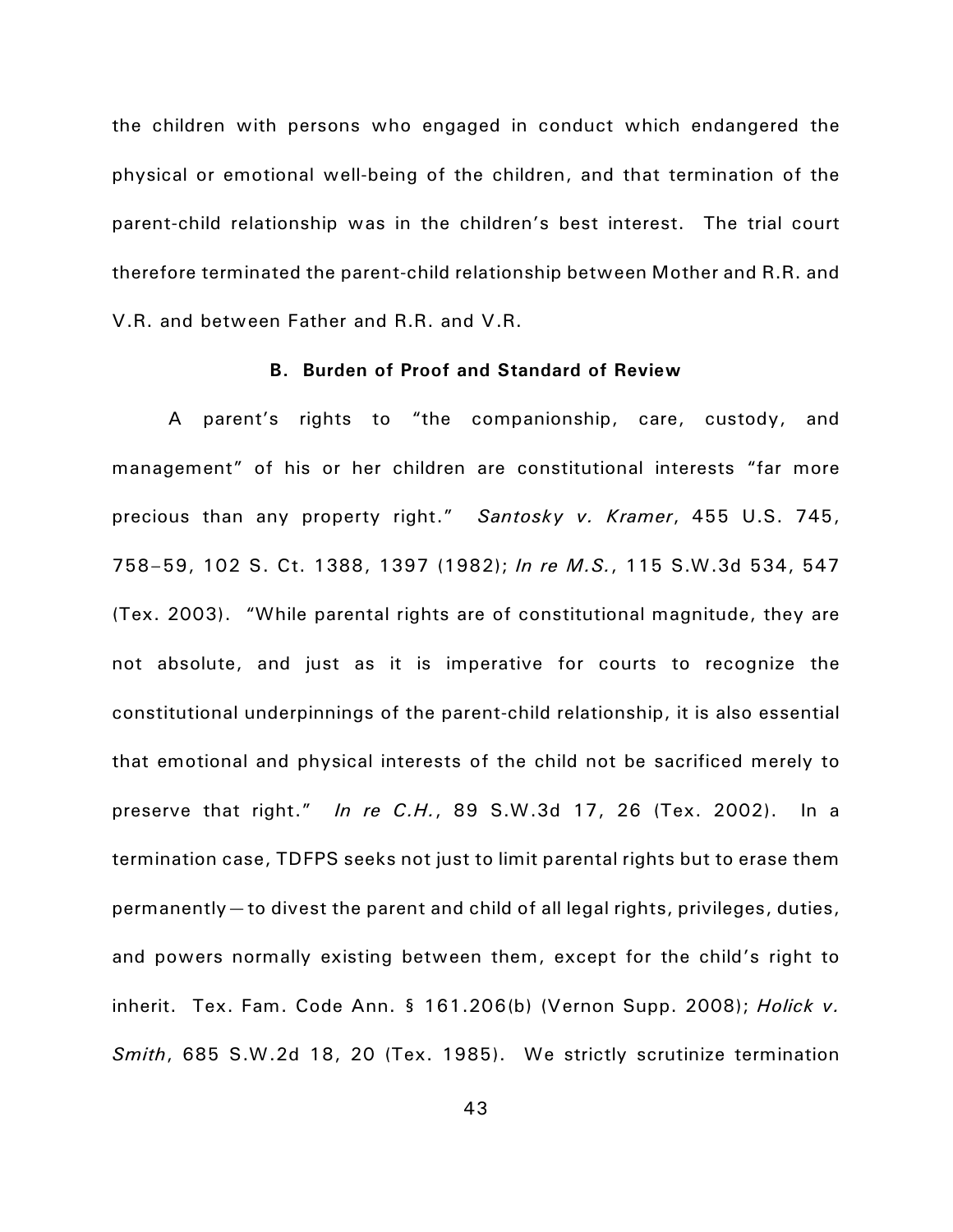the children with persons who engaged in conduct which endangered the physical or emotional well-being of the children, and that termination of the parent-child relationship was in the children's best interest. The trial court therefore terminated the parent-child relationship between Mother and R.R. and V.R. and between Father and R.R. and V.R.

### B. Burden of Proof and Standard of Review

A parent's rights to "the companionship, care, custody, and management" of his or her children are constitutional interests "far more precious than any property right." *Santosky v. Kramer*, 455 U.S. 745, 758–59, 102 S. Ct. 1388, 1397 (1982); *In re M.S.*, 115 S.W.3d 534, 547 (Tex. 2003). "While parental rights are of constitutional magnitude, they are not absolute, and just as it is imperative for courts to recognize the constitutional underpinnings of the parent-child relationship, it is also essential that emotional and physical interests of the child not be sacrificed merely to preserve that right." *In re C.H.*, 89 S.W.3d 17, 26 (Tex. 2002). In a termination case, TDFPS seeks not just to limit parental rights but to erase them permanently—to divest the parent and child of all legal rights, privileges, duties, and powers normally existing between them, except for the child's right to inherit. Tex. Fam. Code Ann. § 161.206(b) (Vernon Supp. 2008); *Holick v. Smith*, 685 S.W.2d 18, 20 (Tex. 1985). We strictly scrutinize termination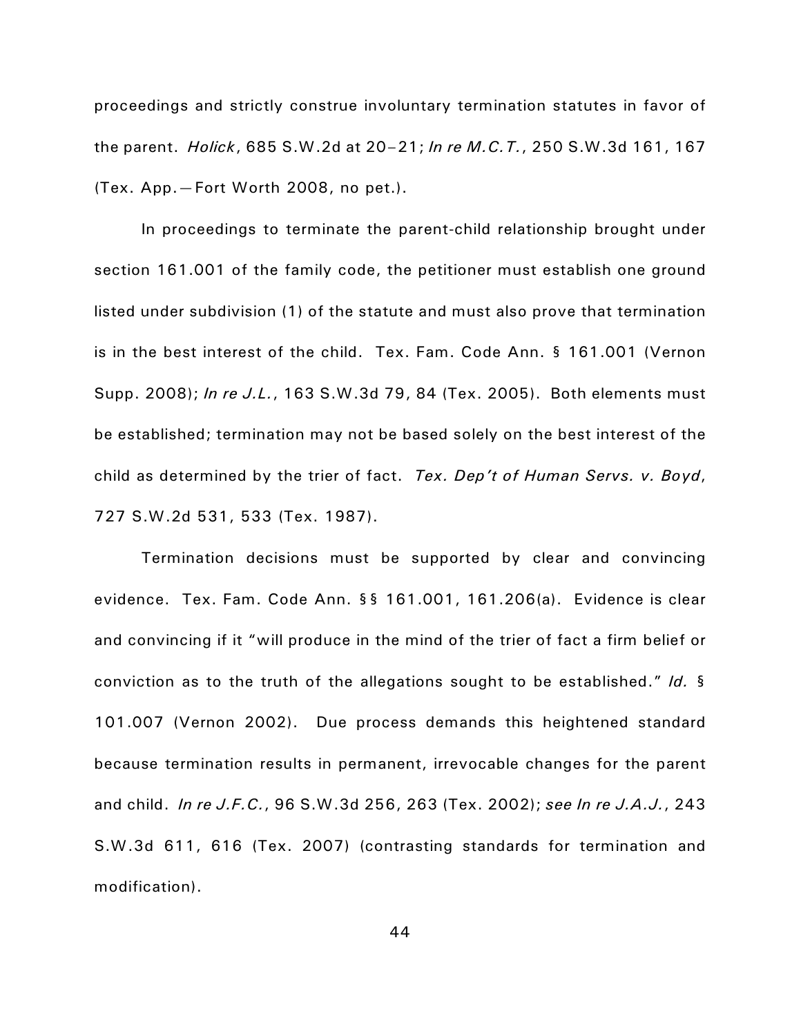proceedings and strictly construe involuntary termination statutes in favor of the parent. *Holick*, 685 S.W.2d at 20–21; *In re M.C.T.*, 250 S.W.3d 161, 167 (Tex. App.—Fort Worth 2008, no pet.).

In proceedings to terminate the parent-child relationship brought under section 161.001 of the family code, the petitioner must establish one ground listed under subdivision (1) of the statute and must also prove that termination is in the best interest of the child. Tex. Fam. Code Ann. § 161.001 (Vernon Supp. 2008); *In re J.L.*, 163 S.W.3d 79, 84 (Tex. 2005). Both elements must be established; termination may not be based solely on the best interest of the child as determined by the trier of fact. *Tex. Dep't of Human Servs. v. Boyd*, 727 S.W.2d 531, 533 (Tex. 1987).

Termination decisions must be supported by clear and convincing evidence. Tex. Fam. Code Ann. §§ 161.001, 161.206(a). Evidence is clear and convincing if it "will produce in the mind of the trier of fact a firm belief or conviction as to the truth of the allegations sought to be established." *Id.* § 101.007 (Vernon 2002). Due process demands this heightened standard because termination results in permanent, irrevocable changes for the parent and child. *In re J.F.C.*, 96 S.W.3d 256, 263 (Tex. 2002); *see In re J.A.J.*, 243 S.W.3d 611, 616 (Tex. 2007) (contrasting standards for termination and modification).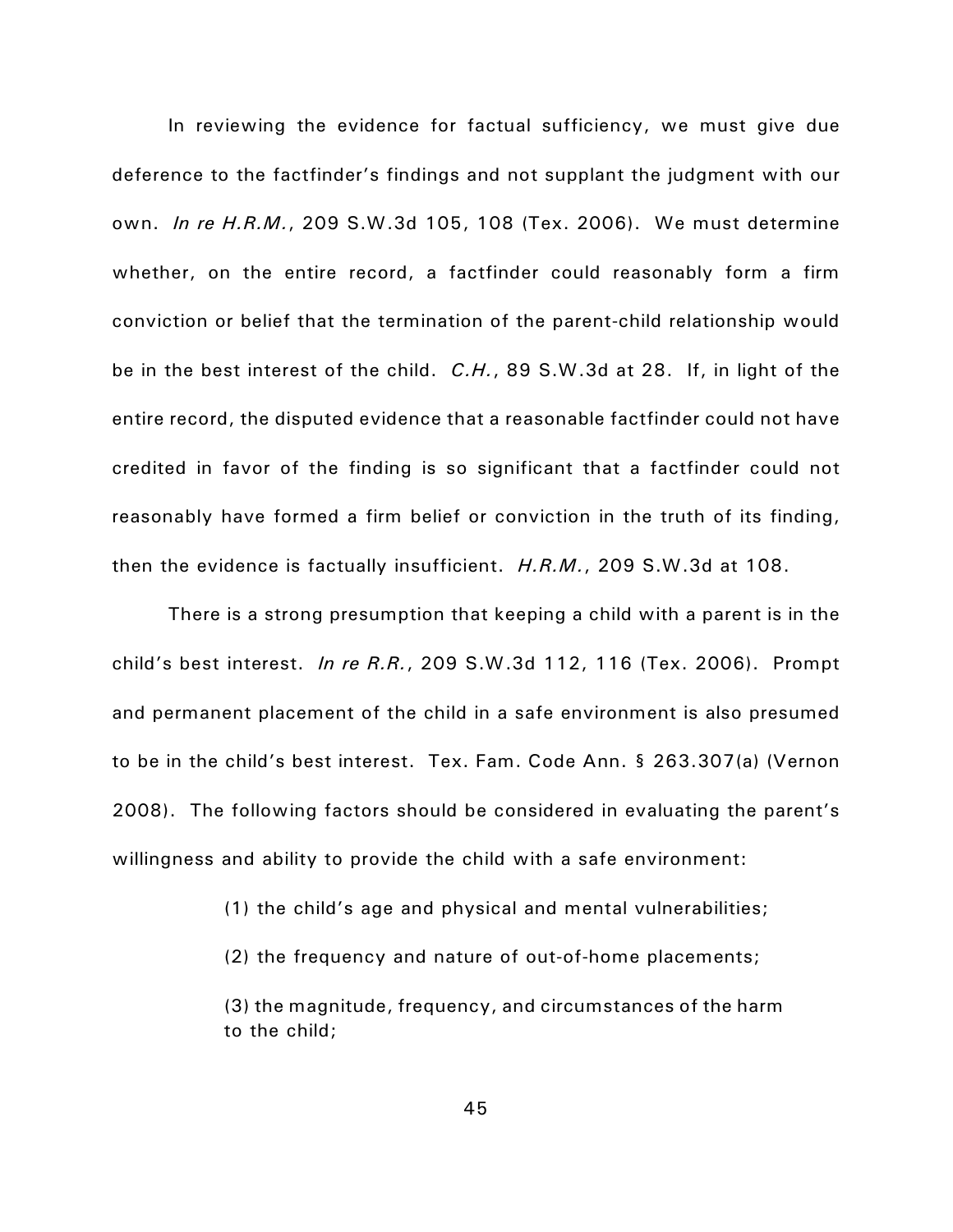In reviewing the evidence for factual sufficiency, we must give due deference to the factfinder's findings and not supplant the judgment with our own. *In re H.R.M.*, 209 S.W.3d 105, 108 (Tex. 2006). We must determine whether, on the entire record, a factfinder could reasonably form a firm conviction or belief that the termination of the parent-child relationship would be in the best interest of the child. *C.H.*, 89 S.W.3d at 28. If, in light of the entire record, the disputed evidence that a reasonable factfinder could not have credited in favor of the finding is so significant that a factfinder could not reasonably have formed a firm belief or conviction in the truth of its finding, then the evidence is factually insufficient. *H.R.M.*, 209 S.W.3d at 108.

There is a strong presumption that keeping a child with a parent is in the child's best interest. *In re R.R.*, 209 S.W.3d 112, 116 (Tex. 2006). Prompt and permanent placement of the child in a safe environment is also presumed to be in the child's best interest. Tex. Fam. Code Ann. § 263.307(a) (Vernon 2008). The following factors should be considered in evaluating the parent's willingness and ability to provide the child with a safe environment:

> (1) the child's age and physical and mental vulnerabilities;
>
> (2) the frequency and nature of out-of-home placements;
>
> (3) the magnitude, frequency, and circumstances of the harm to the child;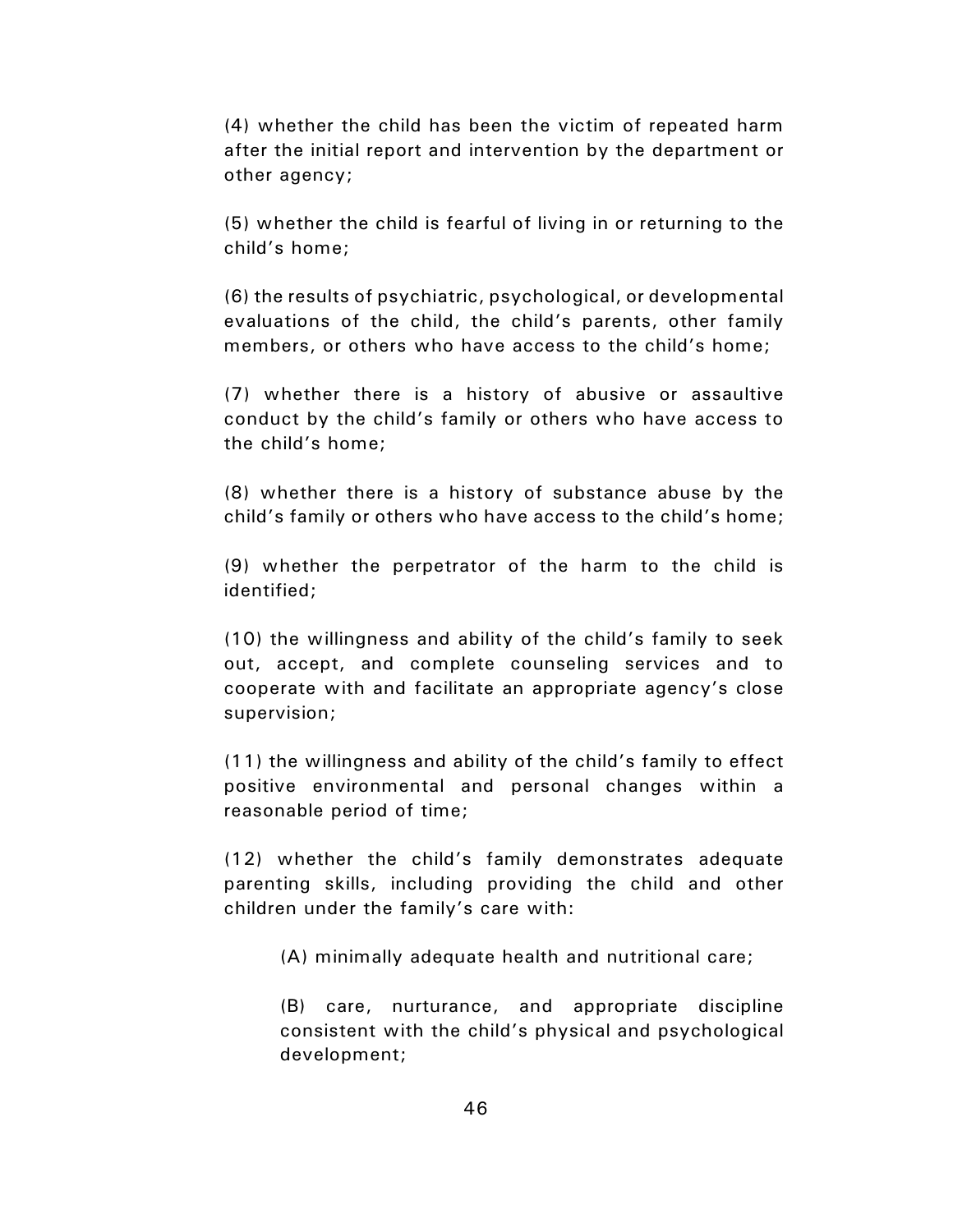(4) whether the child has been the victim of repeated harm after the initial report and intervention by the department or other agency;

(5) whether the child is fearful of living in or returning to the child's home;

(6) the results of psychiatric, psychological, or developmental evaluations of the child, the child's parents, other family members, or others who have access to the child's home;

(7) whether there is a history of abusive or assaultive conduct by the child's family or others who have access to the child's home;

(8) whether there is a history of substance abuse by the child's family or others who have access to the child's home;

(9) whether the perpetrator of the harm to the child is identified;

(10) the willingness and ability of the child's family to seek out, accept, and complete counseling services and to cooperate with and facilitate an appropriate agency's close supervision;

(11) the willingness and ability of the child's family to effect positive environmental and personal changes within a reasonable period of time;

(12) whether the child's family demonstrates adequate parenting skills, including providing the child and other children under the family's care with:

> (A) minimally adequate health and nutritional care;
>
> (B) care, nurturance, and appropriate discipline consistent with the child's physical and psychological development;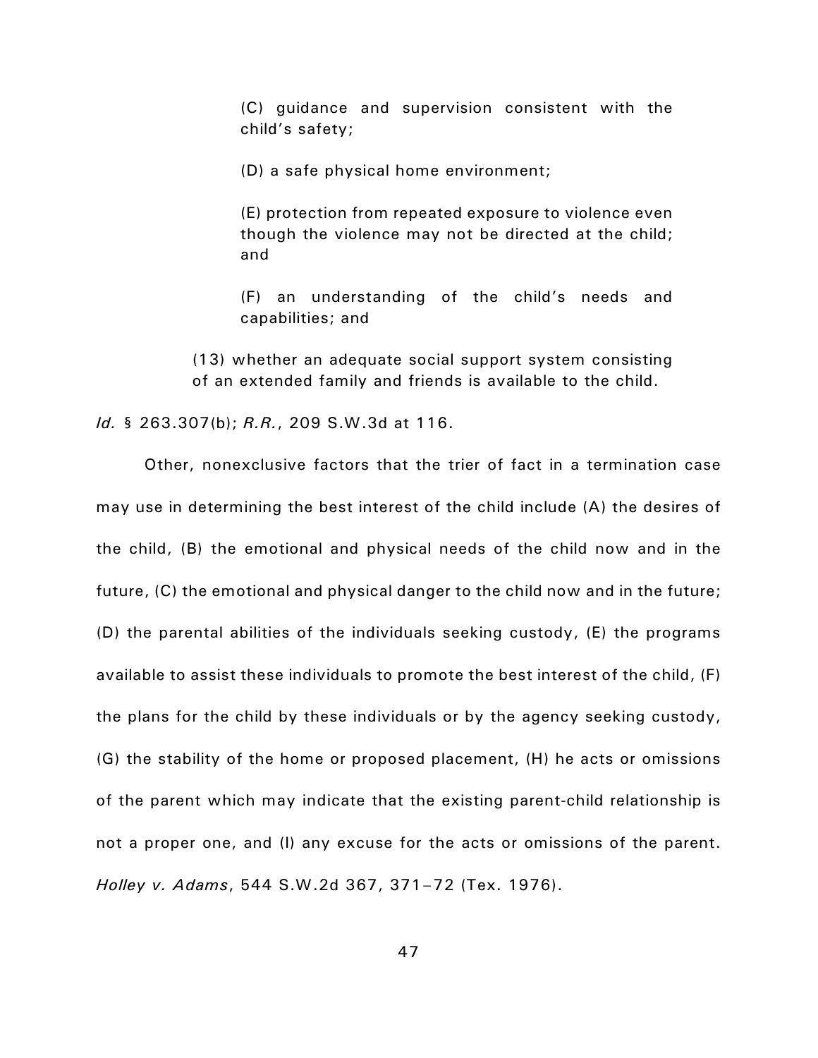(C) guidance and supervision consistent with the child's safety;

(D) a safe physical home environment;

(E) protection from repeated exposure to violence even though the violence may not be directed at the child; and

(F) an understanding of the child's needs and capabilities; and

(13) whether an adequate social support system consisting of an extended family and friends is available to the child.

*Id.* § 263.307(b); *R.R.*, 209 S.W.3d at 116.

Other, nonexclusive factors that the trier of fact in a termination case may use in determining the best interest of the child include (A) the desires of the child, (B) the emotional and physical needs of the child now and in the future, (C) the emotional and physical danger to the child now and in the future; (D) the parental abilities of the individuals seeking custody, (E) the programs available to assist these individuals to promote the best interest of the child, (F) the plans for the child by these individuals or by the agency seeking custody, (G) the stability of the home or proposed placement, (H) he acts or omissions of the parent which may indicate that the existing parent-child relationship is not a proper one, and (I) any excuse for the acts or omissions of the parent. *Holley v. Adams*, 544 S.W.2d 367, 371–72 (Tex. 1976).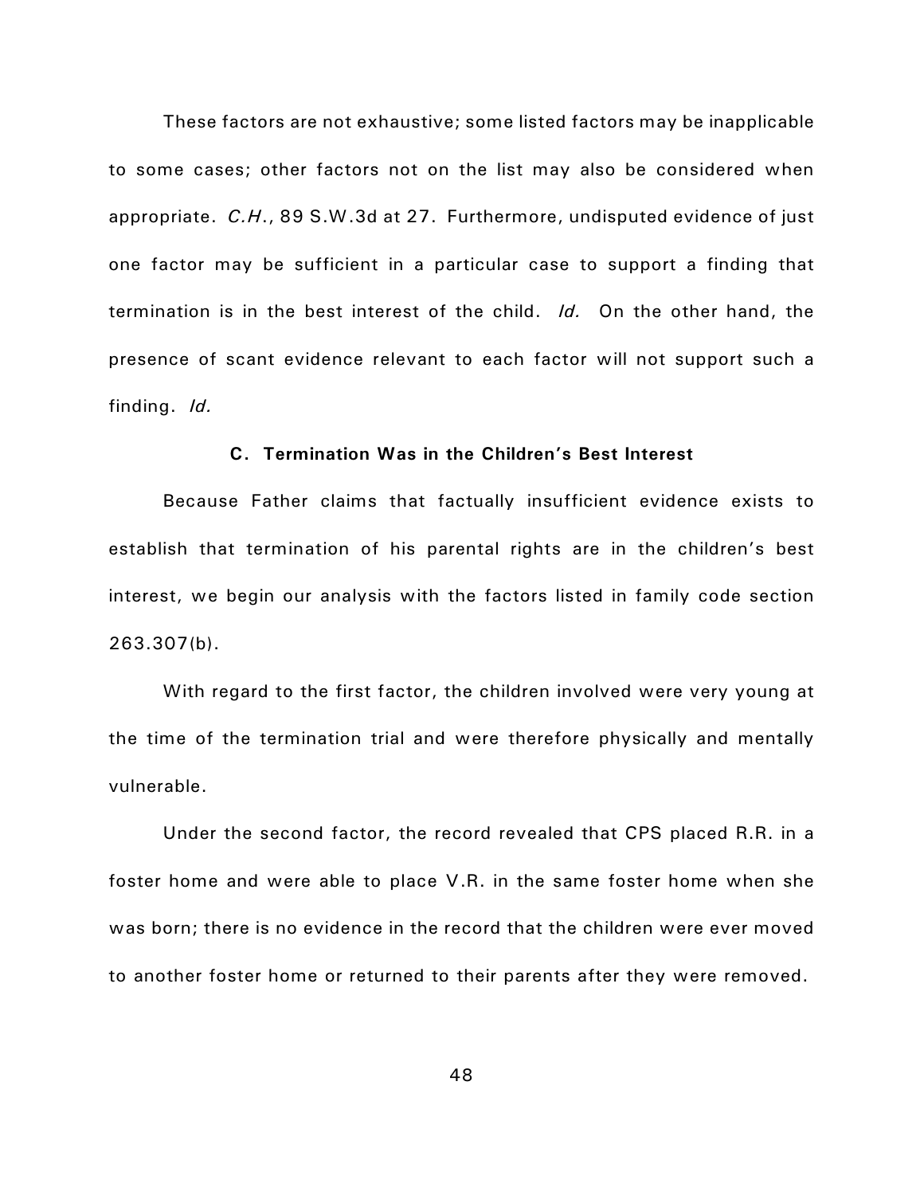These factors are not exhaustive; some listed factors may be inapplicable to some cases; other factors not on the list may also be considered when appropriate. *C.H.*, 89 S.W.3d at 27. Furthermore, undisputed evidence of just one factor may be sufficient in a particular case to support a finding that termination is in the best interest of the child. *Id.* On the other hand, the presence of scant evidence relevant to each factor will not support such a finding. *Id.*

### C. Termination Was in the Children's Best Interest

Because Father claims that factually insufficient evidence exists to establish that termination of his parental rights are in the children's best interest, we begin our analysis with the factors listed in family code section 263.307(b).

With regard to the first factor, the children involved were very young at the time of the termination trial and were therefore physically and mentally vulnerable.

Under the second factor, the record revealed that CPS placed R.R. in a foster home and were able to place V.R. in the same foster home when she was born; there is no evidence in the record that the children were ever moved to another foster home or returned to their parents after they were removed.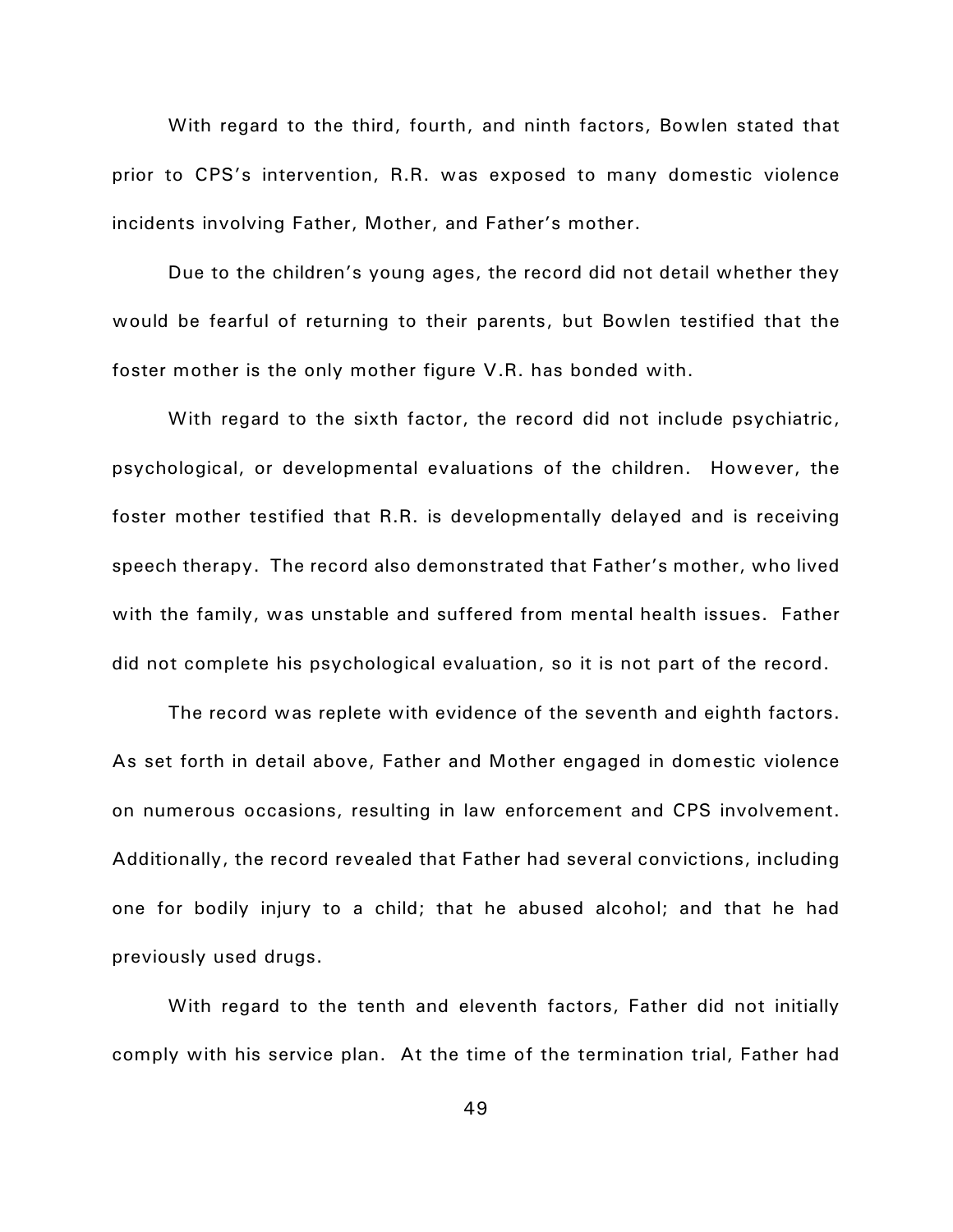With regard to the third, fourth, and ninth factors, Bowlen stated that prior to CPS's intervention, R.R. was exposed to many domestic violence incidents involving Father, Mother, and Father's mother.

Due to the children's young ages, the record did not detail whether they would be fearful of returning to their parents, but Bowlen testified that the foster mother is the only mother figure V.R. has bonded with.

With regard to the sixth factor, the record did not include psychiatric, psychological, or developmental evaluations of the children. However, the foster mother testified that R.R. is developmentally delayed and is receiving speech therapy. The record also demonstrated that Father's mother, who lived with the family, was unstable and suffered from mental health issues. Father did not complete his psychological evaluation, so it is not part of the record.

The record was replete with evidence of the seventh and eighth factors. As set forth in detail above, Father and Mother engaged in domestic violence on numerous occasions, resulting in law enforcement and CPS involvement. Additionally, the record revealed that Father had several convictions, including one for bodily injury to a child; that he abused alcohol; and that he had previously used drugs.

With regard to the tenth and eleventh factors, Father did not initially comply with his service plan. At the time of the termination trial, Father had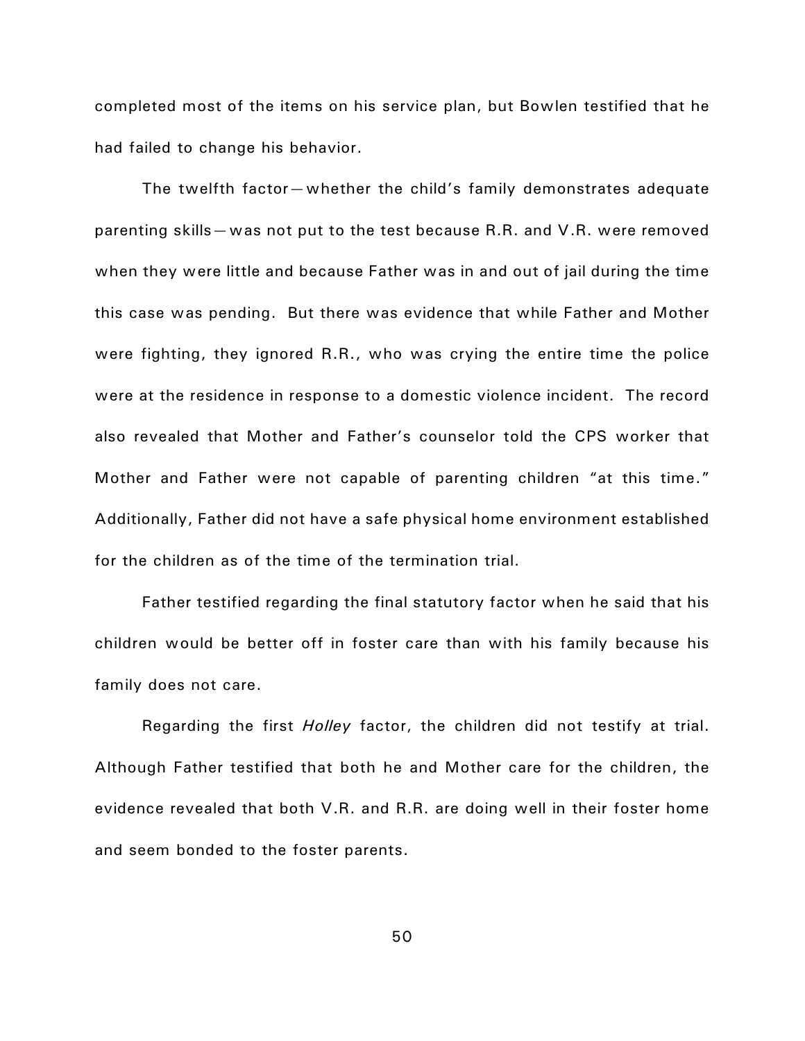completed most of the items on his service plan, but Bowlen testified that he had failed to change his behavior.

The twelfth factor—whether the child's family demonstrates adequate parenting skills—was not put to the test because R.R. and V.R. were removed when they were little and because Father was in and out of jail during the time this case was pending. But there was evidence that while Father and Mother were fighting, they ignored R.R., who was crying the entire time the police were at the residence in response to a domestic violence incident. The record also revealed that Mother and Father's counselor told the CPS worker that Mother and Father were not capable of parenting children "at this time." Additionally, Father did not have a safe physical home environment established for the children as of the time of the termination trial.

Father testified regarding the final statutory factor when he said that his children would be better off in foster care than with his family because his family does not care.

Regarding the first *Holley* factor, the children did not testify at trial. Although Father testified that both he and Mother care for the children, the evidence revealed that both V.R. and R.R. are doing well in their foster home and seem bonded to the foster parents.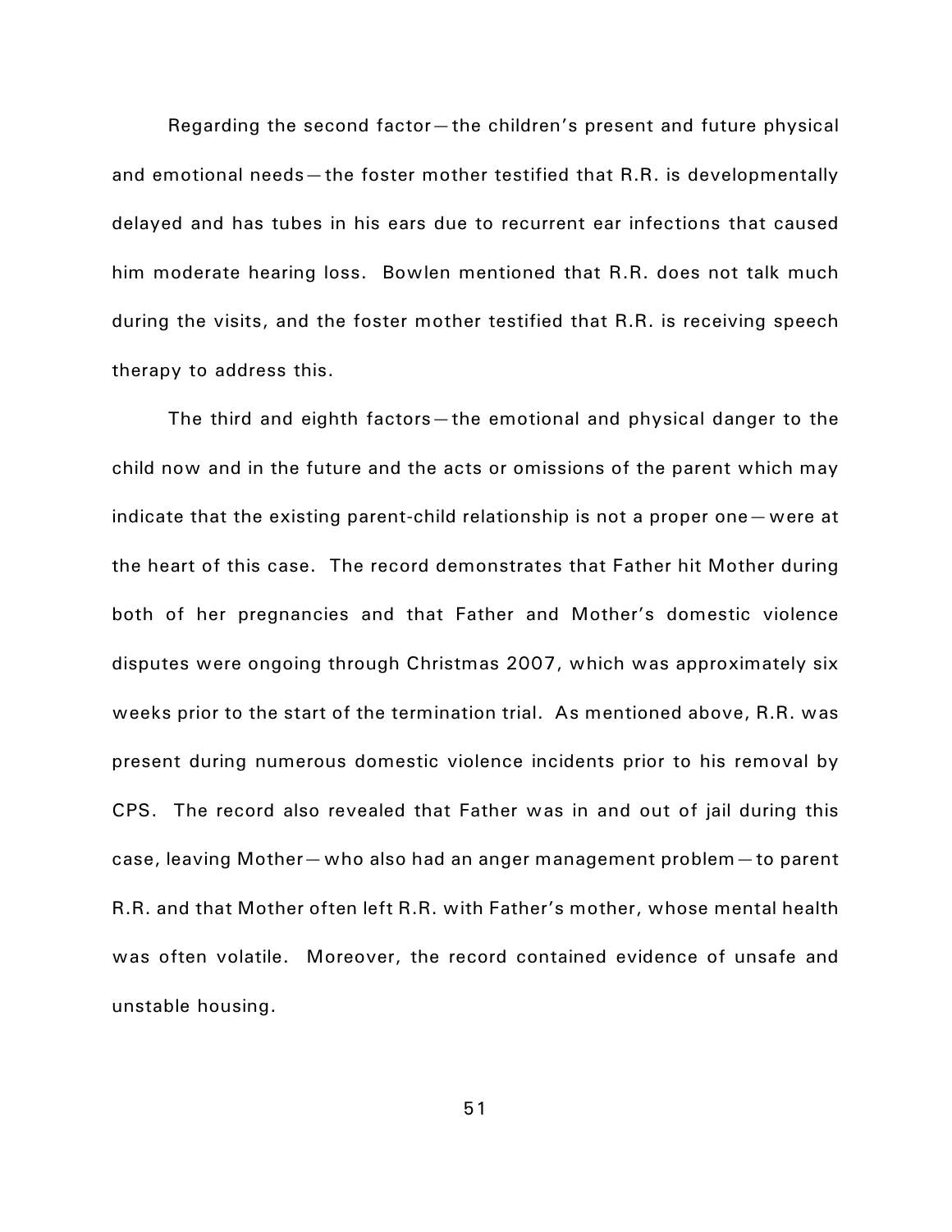Regarding the second factor—the children's present and future physical and emotional needs—the foster mother testified that R.R. is developmentally delayed and has tubes in his ears due to recurrent ear infections that caused him moderate hearing loss. Bowlen mentioned that R.R. does not talk much during the visits, and the foster mother testified that R.R. is receiving speech therapy to address this.

The third and eighth factors—the emotional and physical danger to the child now and in the future and the acts or omissions of the parent which may indicate that the existing parent-child relationship is not a proper one—were at the heart of this case. The record demonstrates that Father hit Mother during both of her pregnancies and that Father and Mother's domestic violence disputes were ongoing through Christmas 2007, which was approximately six weeks prior to the start of the termination trial. As mentioned above, R.R. was present during numerous domestic violence incidents prior to his removal by CPS. The record also revealed that Father was in and out of jail during this case, leaving Mother—who also had an anger management problem—to parent R.R. and that Mother often left R.R. with Father's mother, whose mental health was often volatile. Moreover, the record contained evidence of unsafe and unstable housing.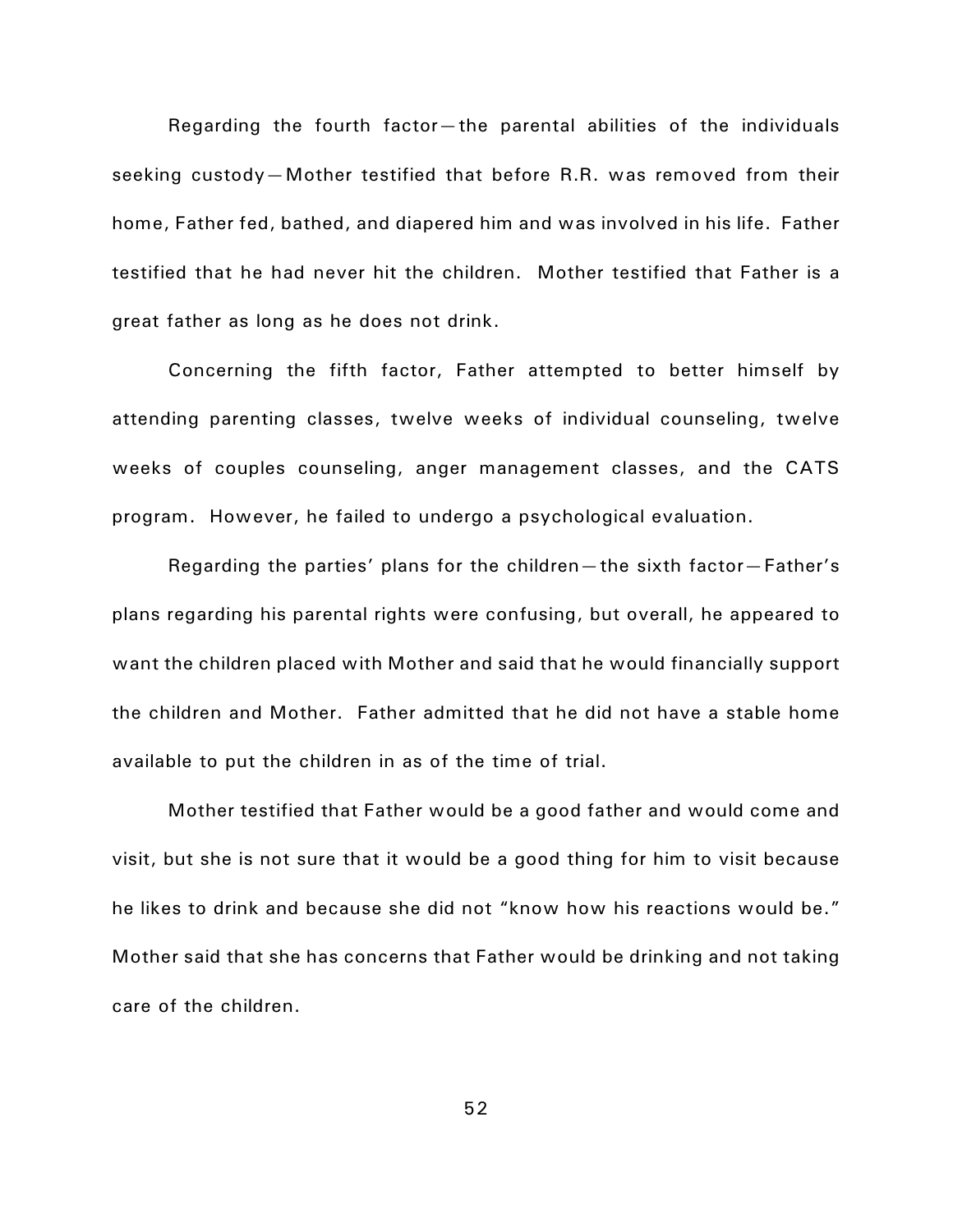Regarding the fourth factor—the parental abilities of the individuals seeking custody—Mother testified that before R.R. was removed from their home, Father fed, bathed, and diapered him and was involved in his life. Father testified that he had never hit the children. Mother testified that Father is a great father as long as he does not drink.

Concerning the fifth factor, Father attempted to better himself by attending parenting classes, twelve weeks of individual counseling, twelve weeks of couples counseling, anger management classes, and the CATS program. However, he failed to undergo a psychological evaluation.

Regarding the parties' plans for the children—the sixth factor—Father's plans regarding his parental rights were confusing, but overall, he appeared to want the children placed with Mother and said that he would financially support the children and Mother. Father admitted that he did not have a stable home available to put the children in as of the time of trial.

Mother testified that Father would be a good father and would come and visit, but she is not sure that it would be a good thing for him to visit because he likes to drink and because she did not "know how his reactions would be." Mother said that she has concerns that Father would be drinking and not taking care of the children.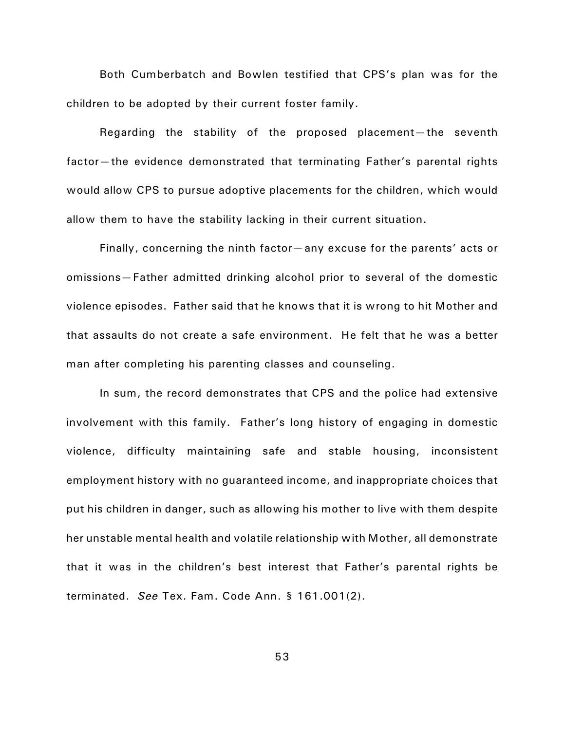Both Cumberbatch and Bowlen testified that CPS's plan was for the children to be adopted by their current foster family.

Regarding the stability of the proposed placement—the seventh factor—the evidence demonstrated that terminating Father's parental rights would allow CPS to pursue adoptive placements for the children, which would allow them to have the stability lacking in their current situation.

Finally, concerning the ninth factor—any excuse for the parents' acts or omissions—Father admitted drinking alcohol prior to several of the domestic violence episodes. Father said that he knows that it is wrong to hit Mother and that assaults do not create a safe environment. He felt that he was a better man after completing his parenting classes and counseling.

In sum, the record demonstrates that CPS and the police had extensive involvement with this family. Father's long history of engaging in domestic violence, difficulty maintaining safe and stable housing, inconsistent employment history with no guaranteed income, and inappropriate choices that put his children in danger, such as allowing his mother to live with them despite her unstable mental health and volatile relationship with Mother, all demonstrate that it was in the children's best interest that Father's parental rights be terminated. *See* Tex. Fam. Code Ann. § 161.001(2).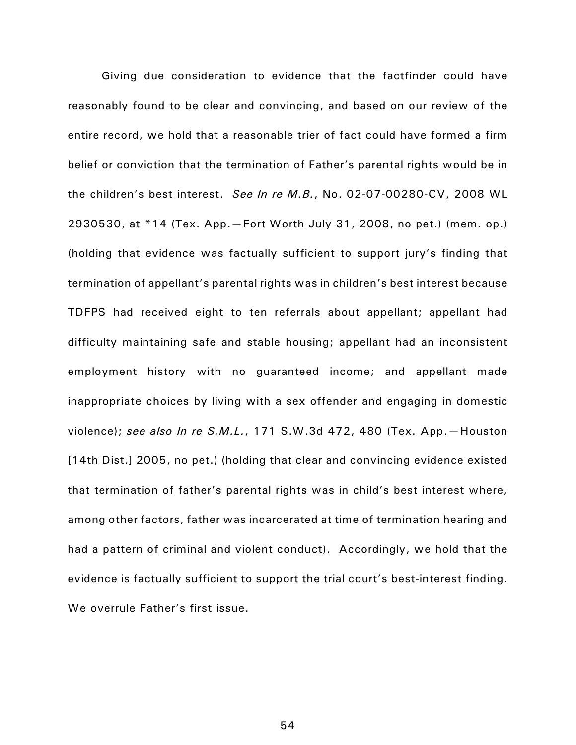Giving due consideration to evidence that the factfinder could have reasonably found to be clear and convincing, and based on our review of the entire record, we hold that a reasonable trier of fact could have formed a firm belief or conviction that the termination of Father's parental rights would be in the children's best interest. *See In re M.B.*, No. 02-07-00280-CV, 2008 WL 2930530, at *14 (Tex. App.—Fort Worth July 31, 2008, no pet.) (mem. op.) (holding that evidence was factually sufficient to support jury's finding that termination of appellant's parental rights was in children's best interest because TDFPS had received eight to ten referrals about appellant; appellant had difficulty maintaining safe and stable housing; appellant had an inconsistent employment history with no guaranteed income; and appellant made inappropriate choices by living with a sex offender and engaging in domestic violence); *see also In re S.M.L.*, 171 S.W.3d 472, 480 (Tex. App.—Houston [14th Dist.] 2005, no pet.) (holding that clear and convincing evidence existed that termination of father's parental rights was in child's best interest where, among other factors, father was incarcerated at time of termination hearing and had a pattern of criminal and violent conduct). Accordingly, we hold that the evidence is factually sufficient to support the trial court's best-interest finding. We overrule Father's first issue.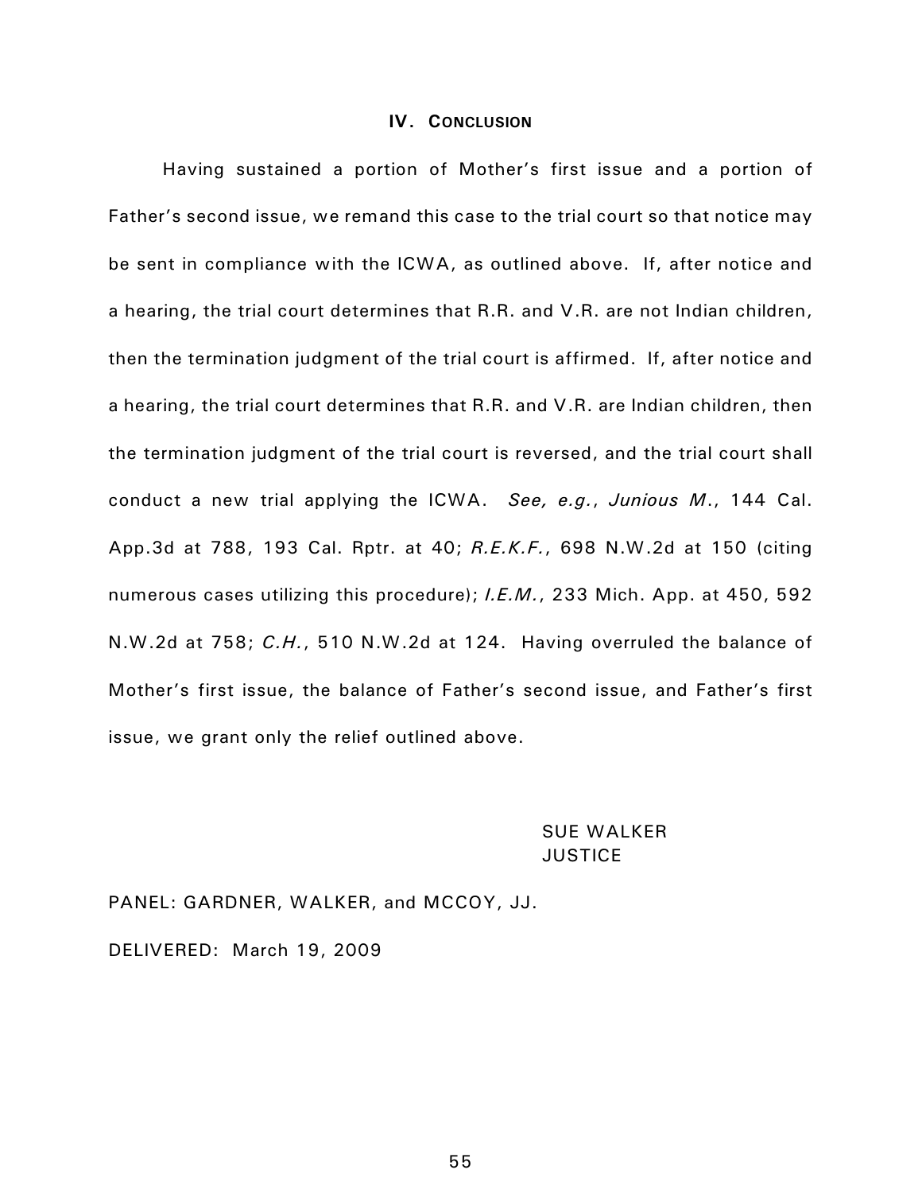## IV. CONCLUSION

Having sustained a portion of Mother's first issue and a portion of Father's second issue, we remand this case to the trial court so that notice may be sent in compliance with the ICWA, as outlined above. If, after notice and a hearing, the trial court determines that R.R. and V.R. are not Indian children, then the termination judgment of the trial court is affirmed. If, after notice and a hearing, the trial court determines that R.R. and V.R. are Indian children, then the termination judgment of the trial court is reversed, and the trial court shall conduct a new trial applying the ICWA. *See, e.g.*, *Junious M.*, 144 Cal. App.3d at 788, 193 Cal. Rptr. at 40; *R.E.K.F.*, 698 N.W.2d at 150 (citing numerous cases utilizing this procedure); *I.E.M.*, 233 Mich. App. at 450, 592 N.W.2d at 758; *C.H.*, 510 N.W.2d at 124. Having overruled the balance of Mother's first issue, the balance of Father's second issue, and Father's first issue, we grant only the relief outlined above.

SUE WALKER
JUSTICE

PANEL: GARDNER, WALKER, and MCCOY, JJ.

DELIVERED: March 19, 2009